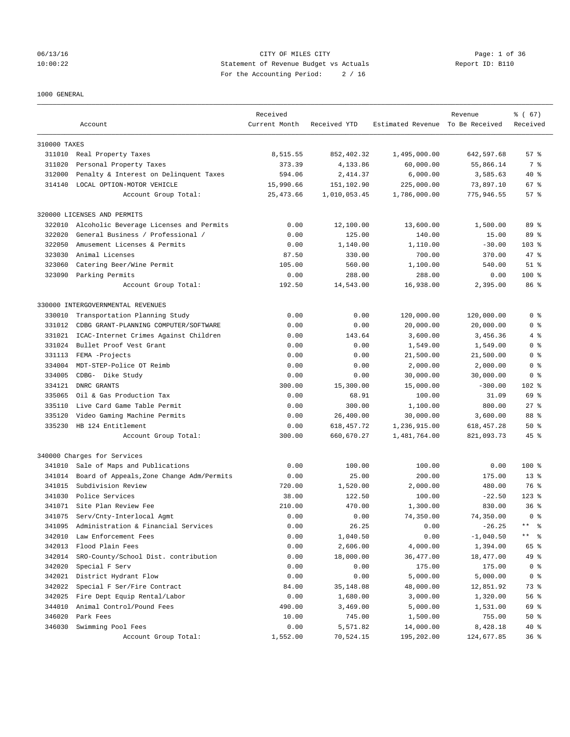CITY OF MILES CITY
Statement of Revenue Budget vs Actuals
For the Accounting Period: 2 / 16

06/13/16
10:00:22

Report ID: B110

1000 GENERAL

| Account | | Received Current Month | Received YTD | Estimated Revenue | Revenue To Be Received | % ( 67) Received |
|---|---|---|---|---|---|---|
| **310000 TAXES** | | | | | | |
| 311010 | Real Property Taxes | 8,515.55 | 852,402.32 | 1,495,000.00 | 642,597.68 | 57 % |
| 311020 | Personal Property Taxes | 373.39 | 4,133.86 | 60,000.00 | 55,866.14 | 7 % |
| 312000 | Penalty & Interest on Delinquent Taxes | 594.06 | 2,414.37 | 6,000.00 | 3,585.63 | 40 % |
| 314140 | LOCAL OPTION-MOTOR VEHICLE | 15,990.66 | 151,102.90 | 225,000.00 | 73,897.10 | 67 % |
| | Account Group Total: | 25,473.66 | 1,010,053.45 | 1,786,000.00 | 775,946.55 | 57 % |
| **320000 LICENSES AND PERMITS** | | | | | | |
| 322010 | Alcoholic Beverage Licenses and Permits | 0.00 | 12,100.00 | 13,600.00 | 1,500.00 | 89 % |
| 322020 | General Business / Professional / | 0.00 | 125.00 | 140.00 | 15.00 | 89 % |
| 322050 | Amusement Licenses & Permits | 0.00 | 1,140.00 | 1,110.00 | -30.00 | 103 % |
| 323030 | Animal Licenses | 87.50 | 330.00 | 700.00 | 370.00 | 47 % |
| 323060 | Catering Beer/Wine Permit | 105.00 | 560.00 | 1,100.00 | 540.00 | 51 % |
| 323090 | Parking Permits | 0.00 | 288.00 | 288.00 | 0.00 | 100 % |
| | Account Group Total: | 192.50 | 14,543.00 | 16,938.00 | 2,395.00 | 86 % |
| **330000 INTERGOVERNMENTAL REVENUES** | | | | | | |
| 330010 | Transportation Planning Study | 0.00 | 0.00 | 120,000.00 | 120,000.00 | 0 % |
| 331012 | CDBG GRANT-PLANNING COMPUTER/SOFTWARE | 0.00 | 0.00 | 20,000.00 | 20,000.00 | 0 % |
| 331021 | ICAC-Internet Crimes Against Children | 0.00 | 143.64 | 3,600.00 | 3,456.36 | 4 % |
| 331024 | Bullet Proof Vest Grant | 0.00 | 0.00 | 1,549.00 | 1,549.00 | 0 % |
| 331113 | FEMA -Projects | 0.00 | 0.00 | 21,500.00 | 21,500.00 | 0 % |
| 334004 | MDT-STEP-Police OT Reimb | 0.00 | 0.00 | 2,000.00 | 2,000.00 | 0 % |
| 334005 | CDBG- Dike Study | 0.00 | 0.00 | 30,000.00 | 30,000.00 | 0 % |
| 334121 | DNRC GRANTS | 300.00 | 15,300.00 | 15,000.00 | -300.00 | 102 % |
| 335065 | Oil & Gas Production Tax | 0.00 | 68.91 | 100.00 | 31.09 | 69 % |
| 335110 | Live Card Game Table Permit | 0.00 | 300.00 | 1,100.00 | 800.00 | 27 % |
| 335120 | Video Gaming Machine Permits | 0.00 | 26,400.00 | 30,000.00 | 3,600.00 | 88 % |
| 335230 | HB 124 Entitlement | 0.00 | 618,457.72 | 1,236,915.00 | 618,457.28 | 50 % |
| | Account Group Total: | 300.00 | 660,670.27 | 1,481,764.00 | 821,093.73 | 45 % |
| **340000 Charges for Services** | | | | | | |
| 341010 | Sale of Maps and Publications | 0.00 | 100.00 | 100.00 | 0.00 | 100 % |
| 341014 | Board of Appeals,Zone Change Adm/Permits | 0.00 | 25.00 | 200.00 | 175.00 | 13 % |
| 341015 | Subdivision Review | 720.00 | 1,520.00 | 2,000.00 | 480.00 | 76 % |
| 341030 | Police Services | 38.00 | 122.50 | 100.00 | -22.50 | 123 % |
| 341071 | Site Plan Review Fee | 210.00 | 470.00 | 1,300.00 | 830.00 | 36 % |
| 341075 | Serv/Cnty-Interlocal Agmt | 0.00 | 0.00 | 74,350.00 | 74,350.00 | 0 % |
| 341095 | Administration & Financial Services | 0.00 | 26.25 | 0.00 | -26.25 | ** % |
| 342010 | Law Enforcement Fees | 0.00 | 1,040.50 | 0.00 | -1,040.50 | ** % |
| 342013 | Flood Plain Fees | 0.00 | 2,606.00 | 4,000.00 | 1,394.00 | 65 % |
| 342014 | SRO-County/School Dist. contribution | 0.00 | 18,000.00 | 36,477.00 | 18,477.00 | 49 % |
| 342020 | Special F Serv | 0.00 | 0.00 | 175.00 | 175.00 | 0 % |
| 342021 | District Hydrant Flow | 0.00 | 0.00 | 5,000.00 | 5,000.00 | 0 % |
| 342022 | Special F Ser/Fire Contract | 84.00 | 35,148.08 | 48,000.00 | 12,851.92 | 73 % |
| 342025 | Fire Dept Equip Rental/Labor | 0.00 | 1,680.00 | 3,000.00 | 1,320.00 | 56 % |
| 344010 | Animal Control/Pound Fees | 490.00 | 3,469.00 | 5,000.00 | 1,531.00 | 69 % |
| 346020 | Park Fees | 10.00 | 745.00 | 1,500.00 | 755.00 | 50 % |
| 346030 | Swimming Pool Fees | 0.00 | 5,571.82 | 14,000.00 | 8,428.18 | 40 % |
| | Account Group Total: | 1,552.00 | 70,524.15 | 195,202.00 | 124,677.85 | 36 % |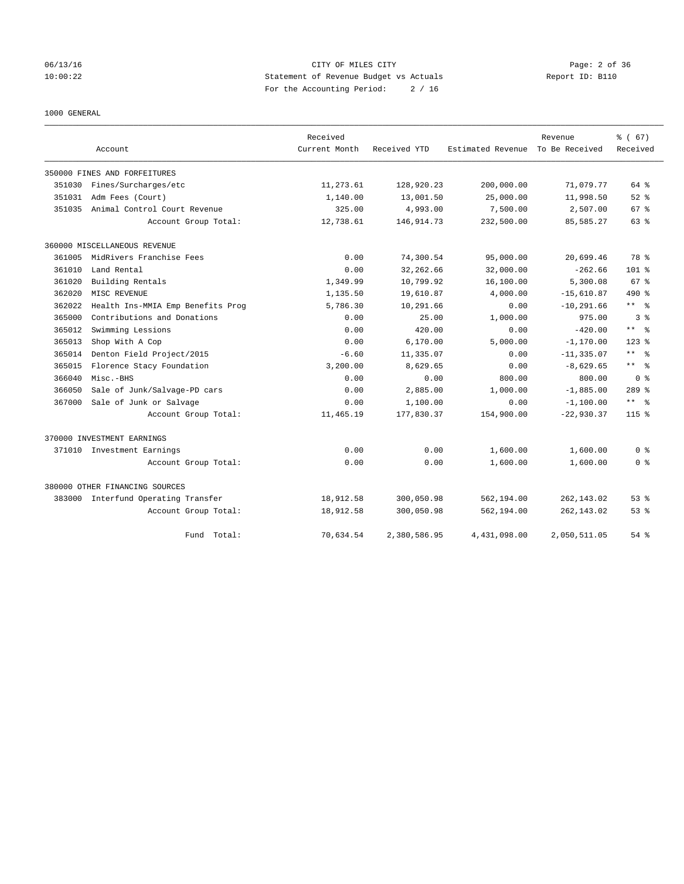CITY OF MILES CITY
Statement of Revenue Budget vs Actuals
For the Accounting Period: 2 / 16

06/13/16
10:00:22

Report ID: B110

1000 GENERAL

| Account | | Received Current Month | Received YTD | Estimated Revenue | Revenue To Be Received | % ( 67) Received |
|---|---|---|---|---|---|---|
| 350000 FINES AND FORFEITURES | | | | | | |
| 351030 | Fines/Surcharges/etc | 11,273.61 | 128,920.23 | 200,000.00 | 71,079.77 | 64 % |
| 351031 | Adm Fees (Court) | 1,140.00 | 13,001.50 | 25,000.00 | 11,998.50 | 52 % |
| 351035 | Animal Control Court Revenue | 325.00 | 4,993.00 | 7,500.00 | 2,507.00 | 67 % |
| | Account Group Total: | 12,738.61 | 146,914.73 | 232,500.00 | 85,585.27 | 63 % |
| 360000 MISCELLANEOUS REVENUE | | | | | | |
| 361005 | MidRivers Franchise Fees | 0.00 | 74,300.54 | 95,000.00 | 20,699.46 | 78 % |
| 361010 | Land Rental | 0.00 | 32,262.66 | 32,000.00 | -262.66 | 101 % |
| 361020 | Building Rentals | 1,349.99 | 10,799.92 | 16,100.00 | 5,300.08 | 67 % |
| 362020 | MISC REVENUE | 1,135.50 | 19,610.87 | 4,000.00 | -15,610.87 | 490 % |
| 362022 | Health Ins-MMIA Emp Benefits Prog | 5,786.30 | 10,291.66 | 0.00 | -10,291.66 | ** % |
| 365000 | Contributions and Donations | 0.00 | 25.00 | 1,000.00 | 975.00 | 3 % |
| 365012 | Swimming Lessions | 0.00 | 420.00 | 0.00 | -420.00 | ** % |
| 365013 | Shop With A Cop | 0.00 | 6,170.00 | 5,000.00 | -1,170.00 | 123 % |
| 365014 | Denton Field Project/2015 | -6.60 | 11,335.07 | 0.00 | -11,335.07 | ** % |
| 365015 | Florence Stacy Foundation | 3,200.00 | 8,629.65 | 0.00 | -8,629.65 | ** % |
| 366040 | Misc.-BHS | 0.00 | 0.00 | 800.00 | 800.00 | 0 % |
| 366050 | Sale of Junk/Salvage-PD cars | 0.00 | 2,885.00 | 1,000.00 | -1,885.00 | 289 % |
| 367000 | Sale of Junk or Salvage | 0.00 | 1,100.00 | 0.00 | -1,100.00 | ** % |
| | Account Group Total: | 11,465.19 | 177,830.37 | 154,900.00 | -22,930.37 | 115 % |
| 370000 INVESTMENT EARNINGS | | | | | | |
| 371010 | Investment Earnings | 0.00 | 0.00 | 1,600.00 | 1,600.00 | 0 % |
| | Account Group Total: | 0.00 | 0.00 | 1,600.00 | 1,600.00 | 0 % |
| 380000 OTHER FINANCING SOURCES | | | | | | |
| 383000 | Interfund Operating Transfer | 18,912.58 | 300,050.98 | 562,194.00 | 262,143.02 | 53 % |
| | Account Group Total: | 18,912.58 | 300,050.98 | 562,194.00 | 262,143.02 | 53 % |
| | Fund Total: | 70,634.54 | 2,380,586.95 | 4,431,098.00 | 2,050,511.05 | 54 % |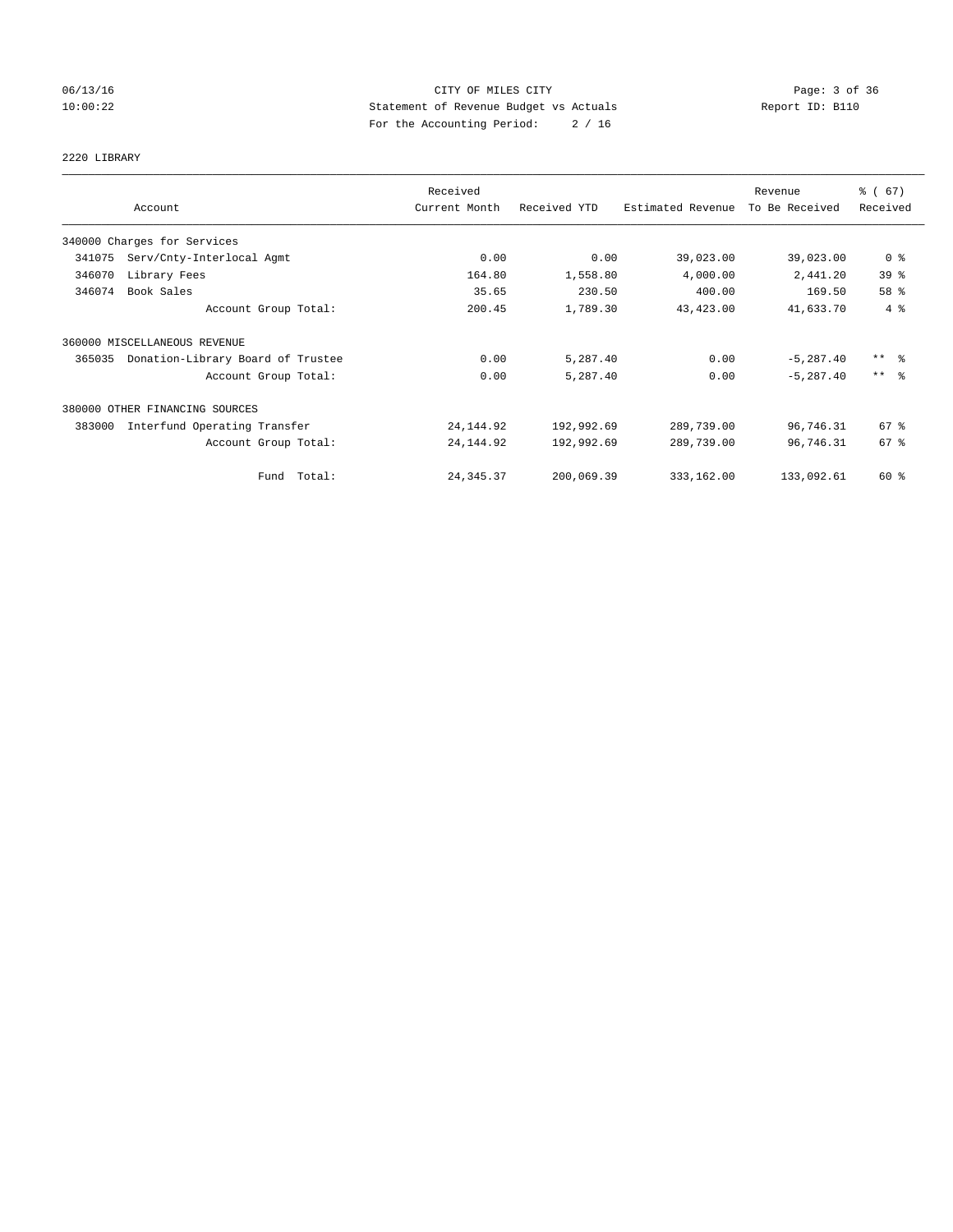CITY OF MILES CITY
Statement of Revenue Budget vs Actuals
For the Accounting Period: 2 / 16

06/13/16
10:00:22

Report ID: B110

2220 LIBRARY

| Account | | Received Current Month | Received YTD | Estimated Revenue | Revenue To Be Received | % ( 67) Received |
|---|---|---|---|---|---|---|
| 340000 Charges for Services | | | | | | |
| 341075 | Serv/Cnty-Interlocal Agmt | 0.00 | 0.00 | 39,023.00 | 39,023.00 | 0 % |
| 346070 | Library Fees | 164.80 | 1,558.80 | 4,000.00 | 2,441.20 | 39 % |
| 346074 | Book Sales | 35.65 | 230.50 | 400.00 | 169.50 | 58 % |
| | Account Group Total: | 200.45 | 1,789.30 | 43,423.00 | 41,633.70 | 4 % |
| 360000 MISCELLANEOUS REVENUE | | | | | | |
| 365035 | Donation-Library Board of Trustee | 0.00 | 5,287.40 | 0.00 | -5,287.40 | ** % |
| | Account Group Total: | 0.00 | 5,287.40 | 0.00 | -5,287.40 | ** % |
| 380000 OTHER FINANCING SOURCES | | | | | | |
| 383000 | Interfund Operating Transfer | 24,144.92 | 192,992.69 | 289,739.00 | 96,746.31 | 67 % |
| | Account Group Total: | 24,144.92 | 192,992.69 | 289,739.00 | 96,746.31 | 67 % |
| | Fund Total: | 24,345.37 | 200,069.39 | 333,162.00 | 133,092.61 | 60 % |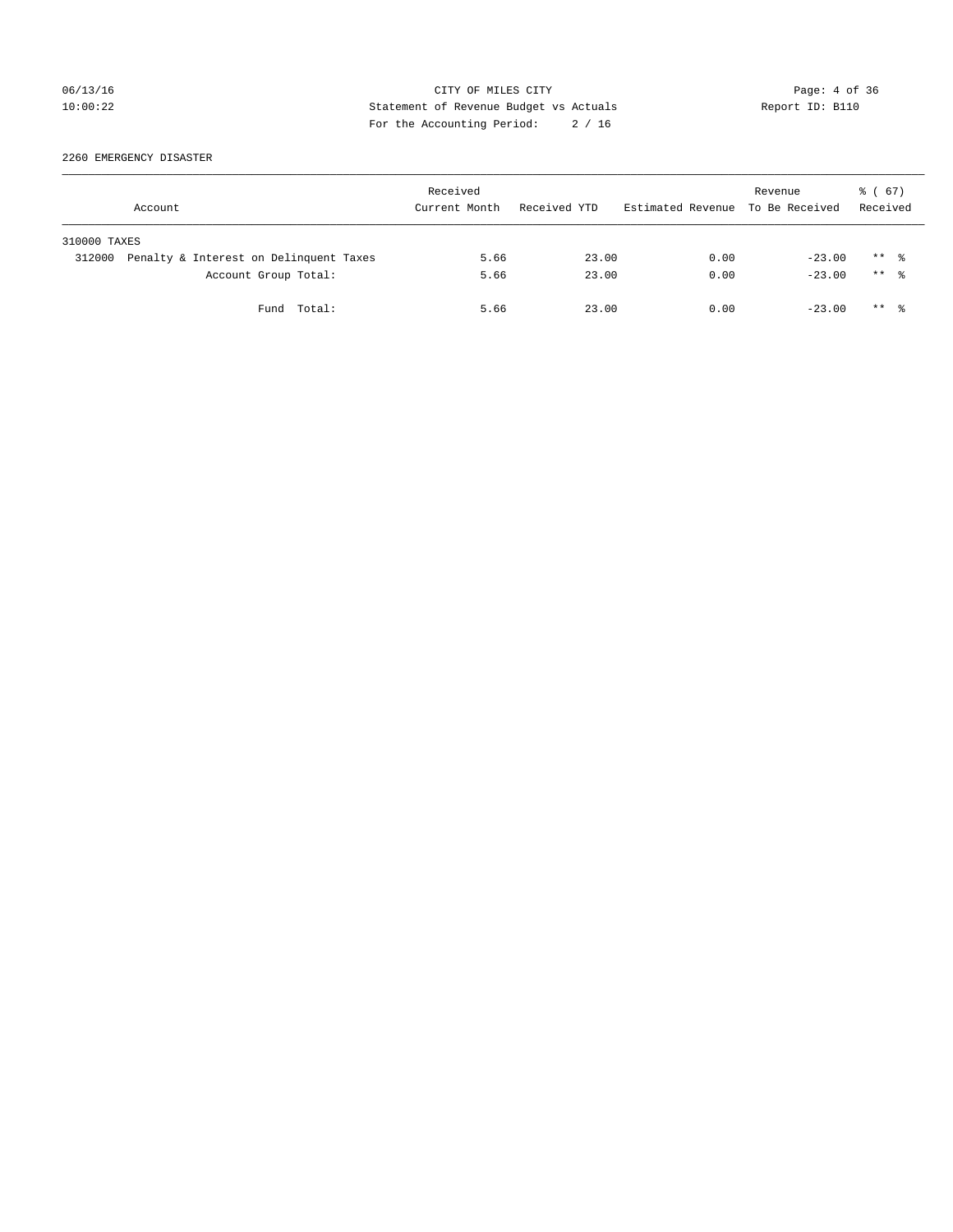CITY OF MILES CITY
Statement of Revenue Budget vs Actuals
For the Accounting Period: 2 / 16

06/13/16
10:00:22

Report ID: B110

2260 EMERGENCY DISASTER

| Account | Received Current Month | Received YTD | Estimated Revenue | Revenue To Be Received | % ( 67) Received |
|---|---|---|---|---|---|
| 310000 TAXES | | | | | |
| 312000 Penalty & Interest on Delinquent Taxes | 5.66 | 23.00 | 0.00 | -23.00 | ** % |
| Account Group Total: | 5.66 | 23.00 | 0.00 | -23.00 | ** % |
| Fund Total: | 5.66 | 23.00 | 0.00 | -23.00 | ** % |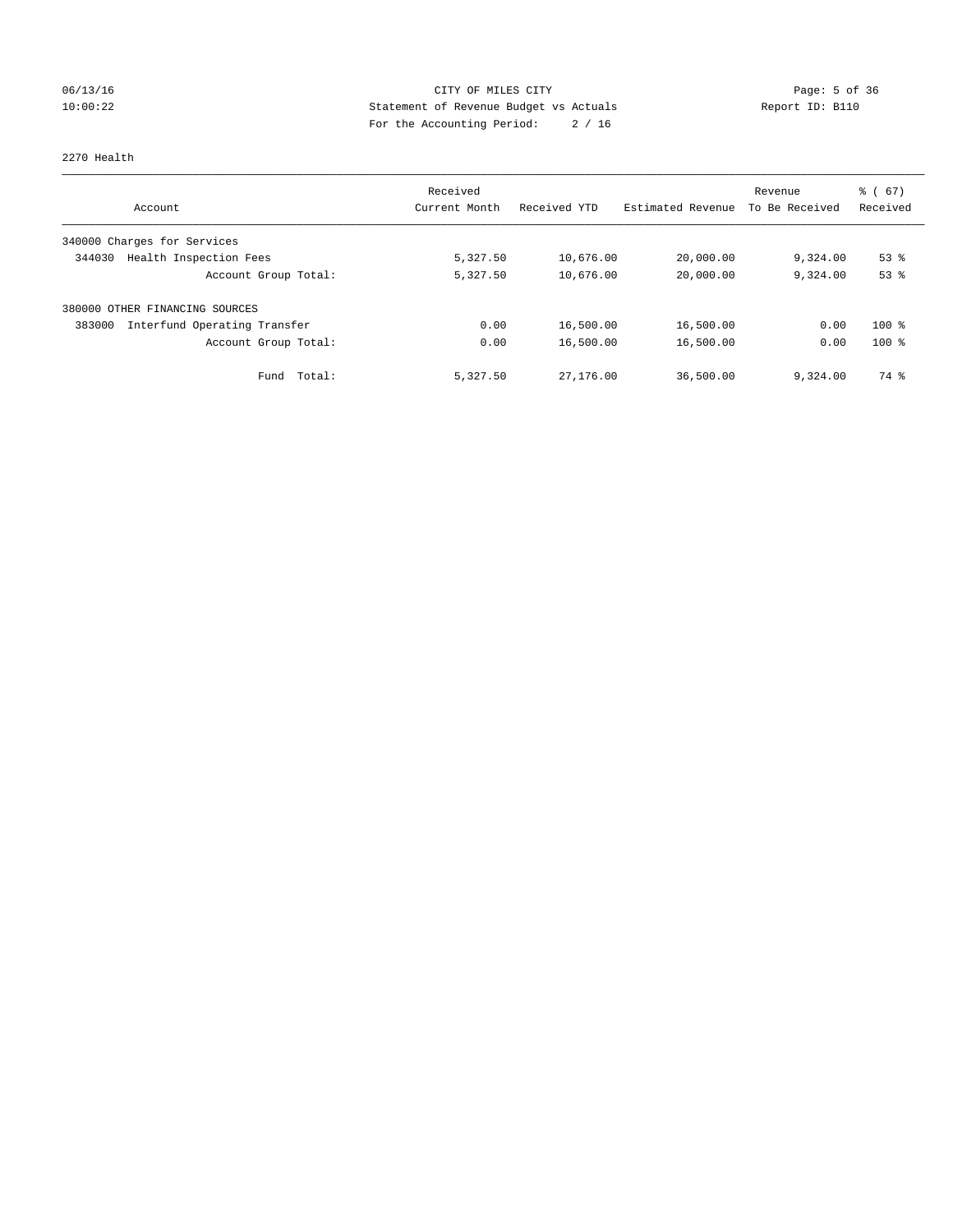CITY OF MILES CITY
Statement of Revenue Budget vs Actuals
For the Accounting Period: 2 / 16

06/13/16 10:00:22 Report ID: B110

2270 Health

| Account | Received Current Month | Received YTD | Estimated Revenue | Revenue To Be Received | % ( 67) Received |
|---|---|---|---|---|---|
| 340000 Charges for Services | | | | | |
| 344030 Health Inspection Fees | 5,327.50 | 10,676.00 | 20,000.00 | 9,324.00 | 53 % |
| Account Group Total: | 5,327.50 | 10,676.00 | 20,000.00 | 9,324.00 | 53 % |
| 380000 OTHER FINANCING SOURCES | | | | | |
| 383000 Interfund Operating Transfer | 0.00 | 16,500.00 | 16,500.00 | 0.00 | 100 % |
| Account Group Total: | 0.00 | 16,500.00 | 16,500.00 | 0.00 | 100 % |
| Fund Total: | 5,327.50 | 27,176.00 | 36,500.00 | 9,324.00 | 74 % |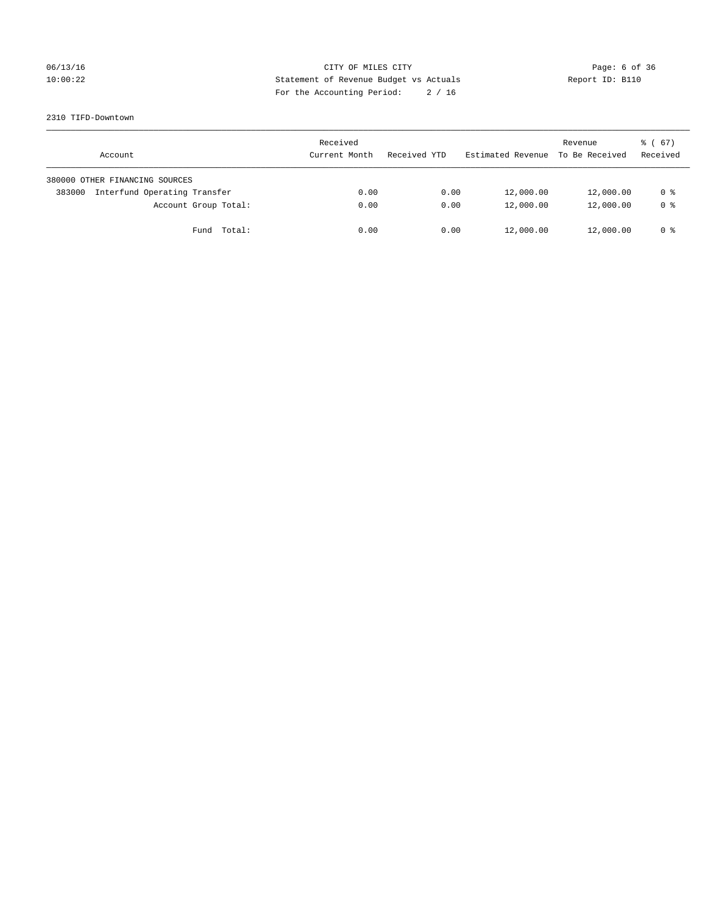2310 TIFD-Downtown

| Account | Received Current Month | Received YTD | Estimated Revenue | Revenue To Be Received | % ( 67) Received |
|---|---|---|---|---|---|
| 380000 OTHER FINANCING SOURCES | | | | | |
| 383000 Interfund Operating Transfer | 0.00 | 0.00 | 12,000.00 | 12,000.00 | 0 % |
| Account Group Total: | 0.00 | 0.00 | 12,000.00 | 12,000.00 | 0 % |
| Fund Total: | 0.00 | 0.00 | 12,000.00 | 12,000.00 | 0 % |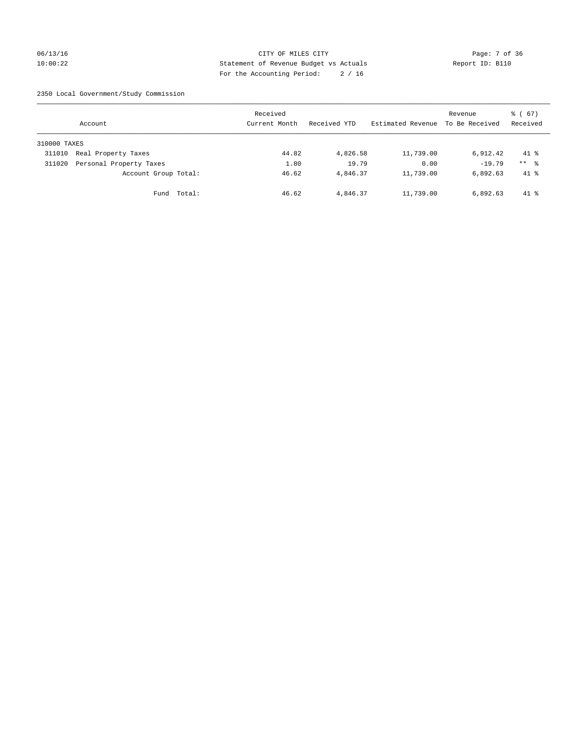CITY OF MILES CITY
Statement of Revenue Budget vs Actuals
For the Accounting Period: 2 / 16

06/13/16
10:00:22

Report ID: B110

2350 Local Government/Study Commission

| Account | Received Current Month | Received YTD | Estimated Revenue | Revenue To Be Received | % ( 67) Received |
|---|---|---|---|---|---|
| 310000 TAXES | | | | | |
| 311010 Real Property Taxes | 44.82 | 4,826.58 | 11,739.00 | 6,912.42 | 41 % |
| 311020 Personal Property Taxes | 1.80 | 19.79 | 0.00 | -19.79 | ** % |
| Account Group Total: | 46.62 | 4,846.37 | 11,739.00 | 6,892.63 | 41 % |
| Fund Total: | 46.62 | 4,846.37 | 11,739.00 | 6,892.63 | 41 % |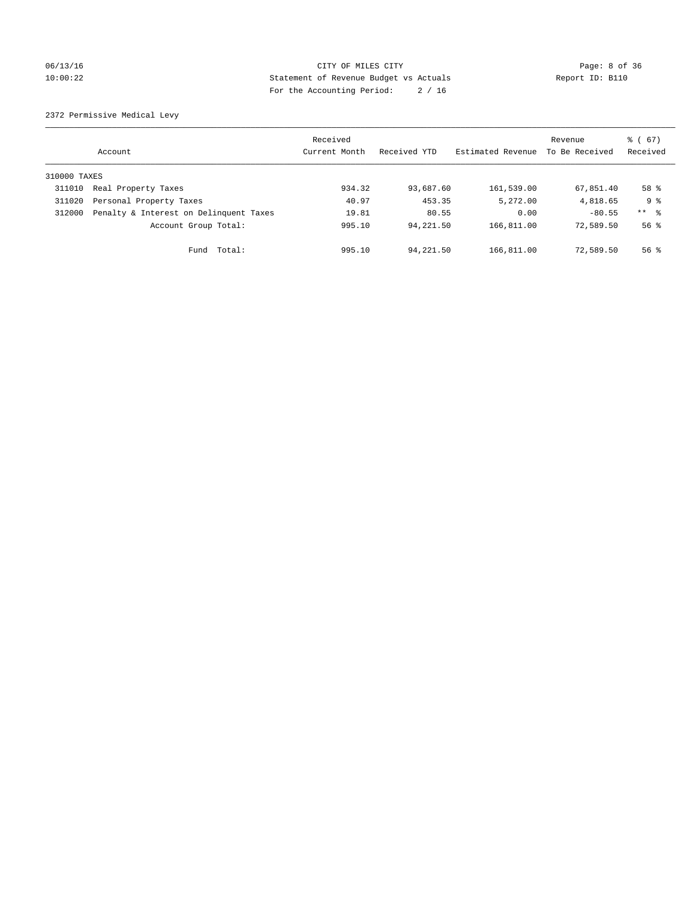CITY OF MILES CITY
Statement of Revenue Budget vs Actuals
For the Accounting Period: 2 / 16

2372 Permissive Medical Levy

| Account | | Received Current Month | Received YTD | Estimated Revenue | Revenue To Be Received | % ( 67) Received |
|---|---|---|---|---|---|---|
| 310000 TAXES | | | | | | |
| 311010 | Real Property Taxes | 934.32 | 93,687.60 | 161,539.00 | 67,851.40 | 58 % |
| 311020 | Personal Property Taxes | 40.97 | 453.35 | 5,272.00 | 4,818.65 | 9 % |
| 312000 | Penalty & Interest on Delinquent Taxes | 19.81 | 80.55 | 0.00 | -80.55 | ** % |
| | Account Group Total: | 995.10 | 94,221.50 | 166,811.00 | 72,589.50 | 56 % |
| | Fund Total: | 995.10 | 94,221.50 | 166,811.00 | 72,589.50 | 56 % |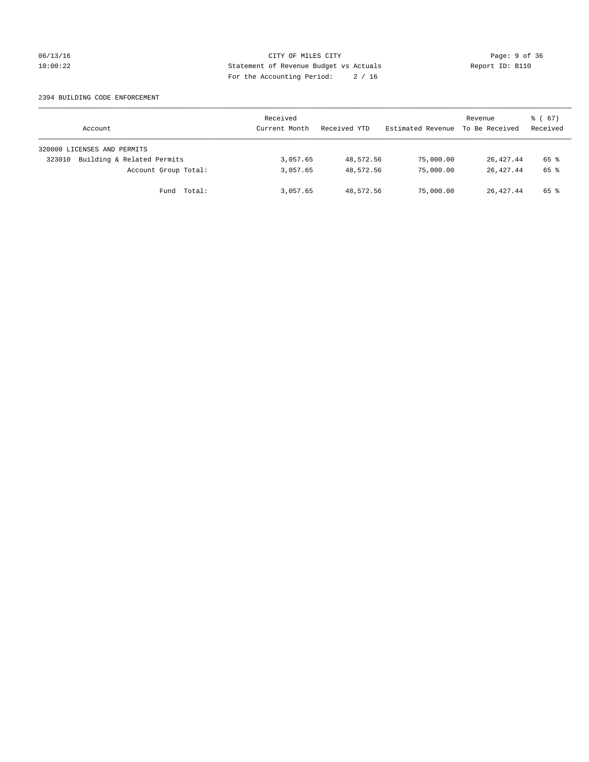CITY OF MILES CITY
Statement of Revenue Budget vs Actuals
For the Accounting Period: 2 / 16

06/13/16
10:00:22

Report ID: B110

2394 BUILDING CODE ENFORCEMENT

| Account | Received Current Month | Received YTD | Estimated Revenue | Revenue To Be Received | % ( 67) Received |
|---|---|---|---|---|---|
| 320000 LICENSES AND PERMITS | | | | | |
| 323010 Building & Related Permits | 3,057.65 | 48,572.56 | 75,000.00 | 26,427.44 | 65 % |
| Account Group Total: | 3,057.65 | 48,572.56 | 75,000.00 | 26,427.44 | 65 % |
| Fund Total: | 3,057.65 | 48,572.56 | 75,000.00 | 26,427.44 | 65 % |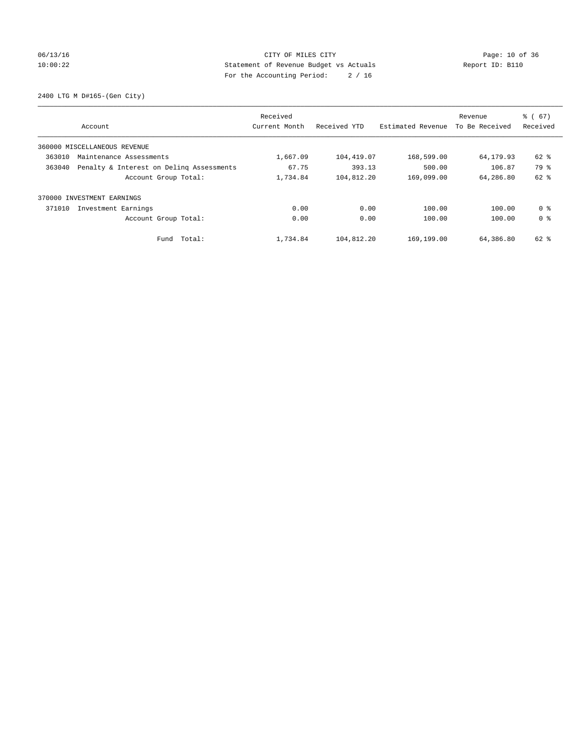CITY OF MILES CITY
Statement of Revenue Budget vs Actuals
For the Accounting Period: 2 / 16

06/13/16
10:00:22

Report ID: B110

2400 LTG M D#165-(Gen City)

| Account | Received Current Month | Received YTD | Estimated Revenue | Revenue To Be Received | % ( 67) Received |
|---|---|---|---|---|---|
| 360000 MISCELLANEOUS REVENUE | | | | | |
| 363010 Maintenance Assessments | 1,667.09 | 104,419.07 | 168,599.00 | 64,179.93 | 62 % |
| 363040 Penalty & Interest on Delinq Assessments | 67.75 | 393.13 | 500.00 | 106.87 | 79 % |
| Account Group Total: | 1,734.84 | 104,812.20 | 169,099.00 | 64,286.80 | 62 % |
| 370000 INVESTMENT EARNINGS | | | | | |
| 371010 Investment Earnings | 0.00 | 0.00 | 100.00 | 100.00 | 0 % |
| Account Group Total: | 0.00 | 0.00 | 100.00 | 100.00 | 0 % |
| Fund Total: | 1,734.84 | 104,812.20 | 169,199.00 | 64,386.80 | 62 % |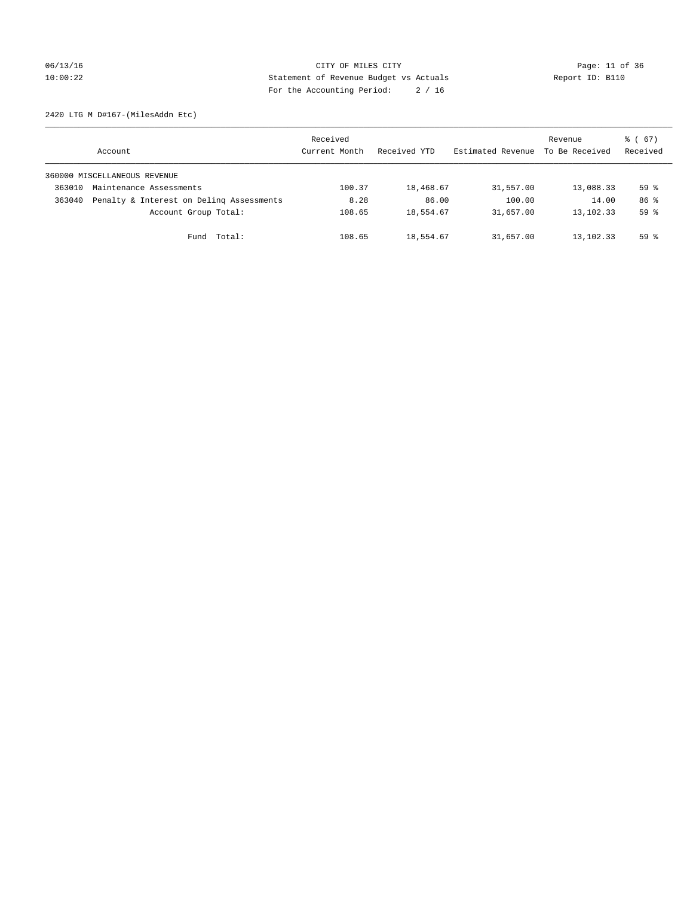CITY OF MILES CITY
Statement of Revenue Budget vs Actuals
For the Accounting Period: 2 / 16

06/13/16
10:00:22

Report ID: B110

2420 LTG M D#167-(MilesAddn Etc)

| Account | | Received Current Month | Received YTD | Estimated Revenue | Revenue To Be Received | % ( 67) Received |
|---|---|---|---|---|---|---|
| 360000 MISCELLANEOUS REVENUE | | | | | | |
| 363010 | Maintenance Assessments | 100.37 | 18,468.67 | 31,557.00 | 13,088.33 | 59 % |
| 363040 | Penalty & Interest on Delinq Assessments | 8.28 | 86.00 | 100.00 | 14.00 | 86 % |
| | Account Group Total: | 108.65 | 18,554.67 | 31,657.00 | 13,102.33 | 59 % |
| | Fund Total: | 108.65 | 18,554.67 | 31,657.00 | 13,102.33 | 59 % |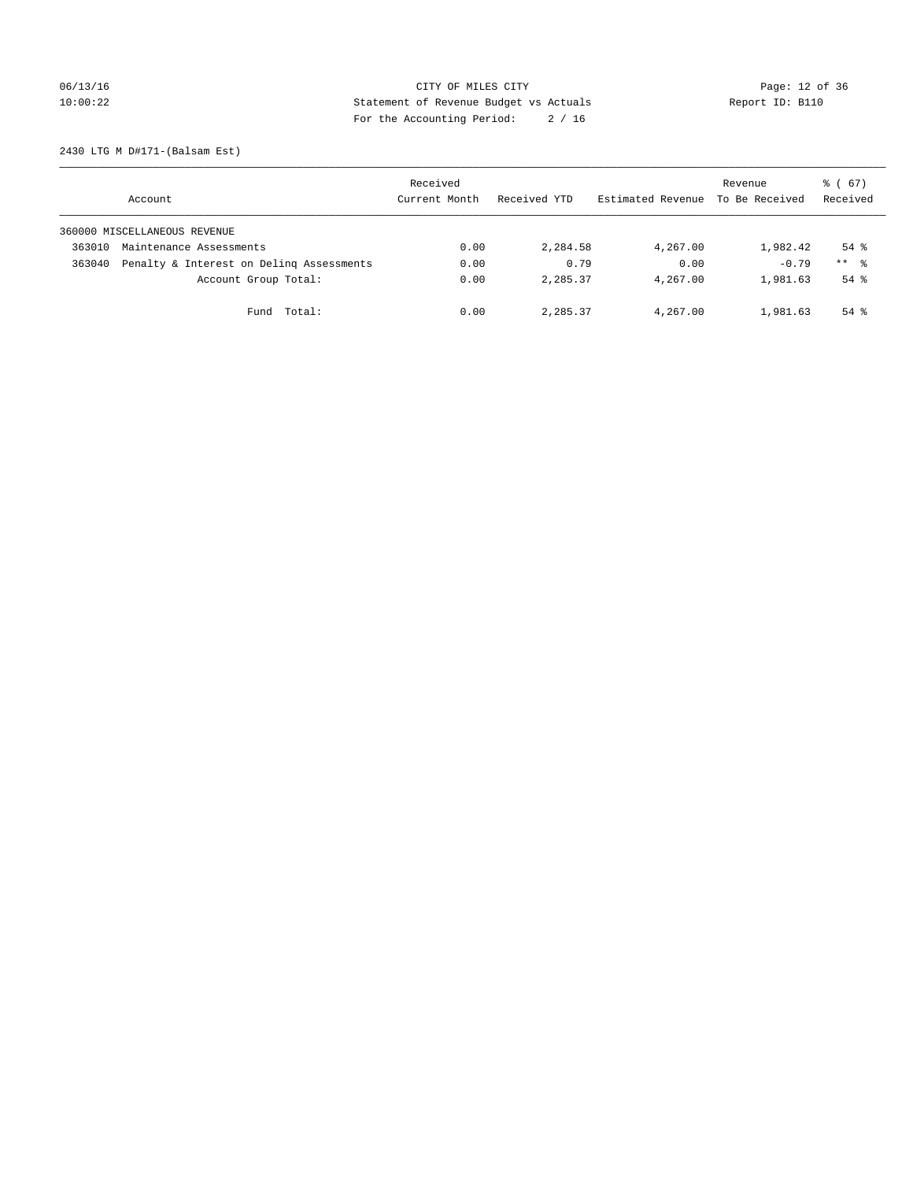CITY OF MILES CITY
Statement of Revenue Budget vs Actuals
For the Accounting Period: 2 / 16

06/13/16
10:00:22

Report ID: B110

2430 LTG M D#171-(Balsam Est)

| Account | Received Current Month | Received YTD | Estimated Revenue | Revenue To Be Received | % ( 67) Received |
|---|---|---|---|---|---|
| 360000 MISCELLANEOUS REVENUE | | | | | |
| 363010 Maintenance Assessments | 0.00 | 2,284.58 | 4,267.00 | 1,982.42 | 54 % |
| 363040 Penalty & Interest on Delinq Assessments | 0.00 | 0.79 | 0.00 | -0.79 | ** % |
| Account Group Total: | 0.00 | 2,285.37 | 4,267.00 | 1,981.63 | 54 % |
| Fund Total: | 0.00 | 2,285.37 | 4,267.00 | 1,981.63 | 54 % |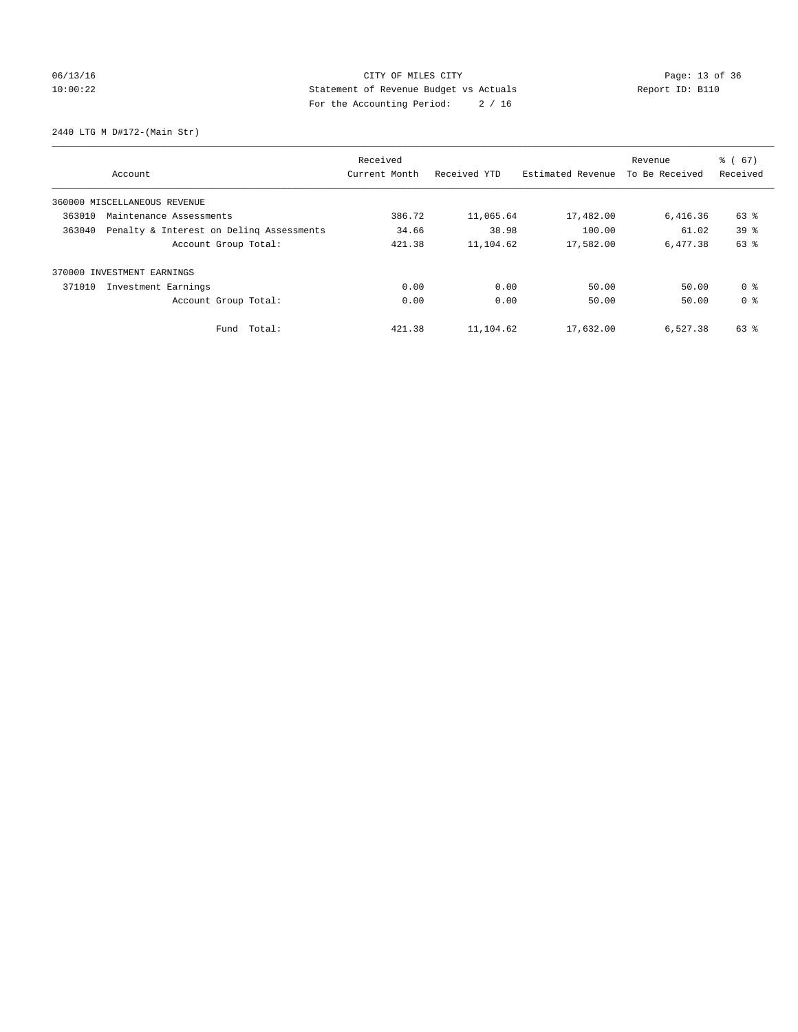CITY OF MILES CITY

Statement of Revenue Budget vs Actuals

For the Accounting Period: 2 / 16

06/13/16 10:00:22 Report ID: B110

2440 LTG M D#172-(Main Str)

| Account | Received Current Month | Received YTD | Estimated Revenue | Revenue To Be Received | % ( 67) Received |
|---|---|---|---|---|---|
| 360000 MISCELLANEOUS REVENUE | | | | | |
| 363010 Maintenance Assessments | 386.72 | 11,065.64 | 17,482.00 | 6,416.36 | 63 % |
| 363040 Penalty & Interest on Delinq Assessments | 34.66 | 38.98 | 100.00 | 61.02 | 39 % |
| Account Group Total: | 421.38 | 11,104.62 | 17,582.00 | 6,477.38 | 63 % |
| 370000 INVESTMENT EARNINGS | | | | | |
| 371010 Investment Earnings | 0.00 | 0.00 | 50.00 | 50.00 | 0 % |
| Account Group Total: | 0.00 | 0.00 | 50.00 | 50.00 | 0 % |
| Fund Total: | 421.38 | 11,104.62 | 17,632.00 | 6,527.38 | 63 % |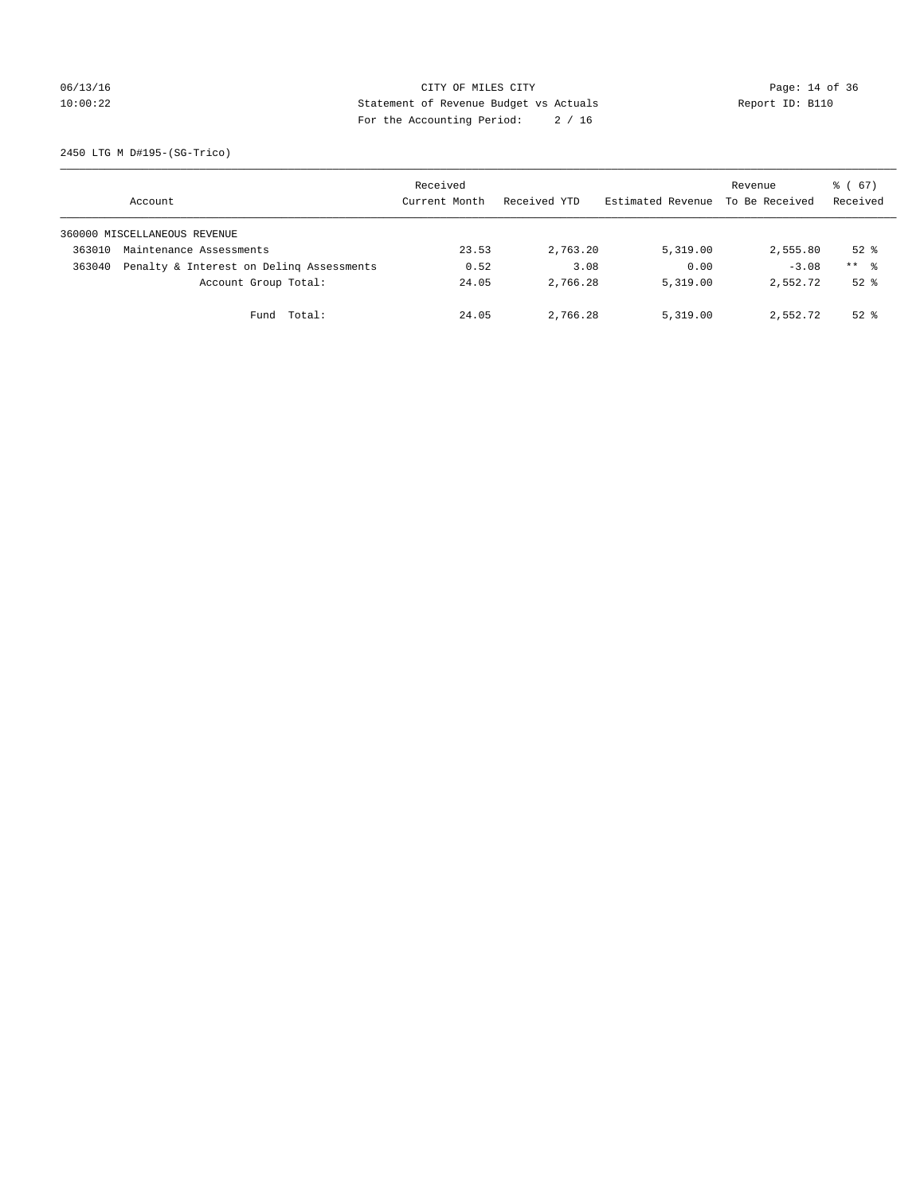CITY OF MILES CITY
Statement of Revenue Budget vs Actuals
For the Accounting Period: 2 / 16

06/13/16
10:00:22

Report ID: B110

2450 LTG M D#195-(SG-Trico)

| Account | Received Current Month | Received YTD | Estimated Revenue | Revenue To Be Received | % ( 67) Received |
|---|---|---|---|---|---|
| 360000 MISCELLANEOUS REVENUE | | | | | |
| 363010 Maintenance Assessments | 23.53 | 2,763.20 | 5,319.00 | 2,555.80 | 52 % |
| 363040 Penalty & Interest on Delinq Assessments | 0.52 | 3.08 | 0.00 | -3.08 | ** % |
| Account Group Total: | 24.05 | 2,766.28 | 5,319.00 | 2,552.72 | 52 % |
| Fund Total: | 24.05 | 2,766.28 | 5,319.00 | 2,552.72 | 52 % |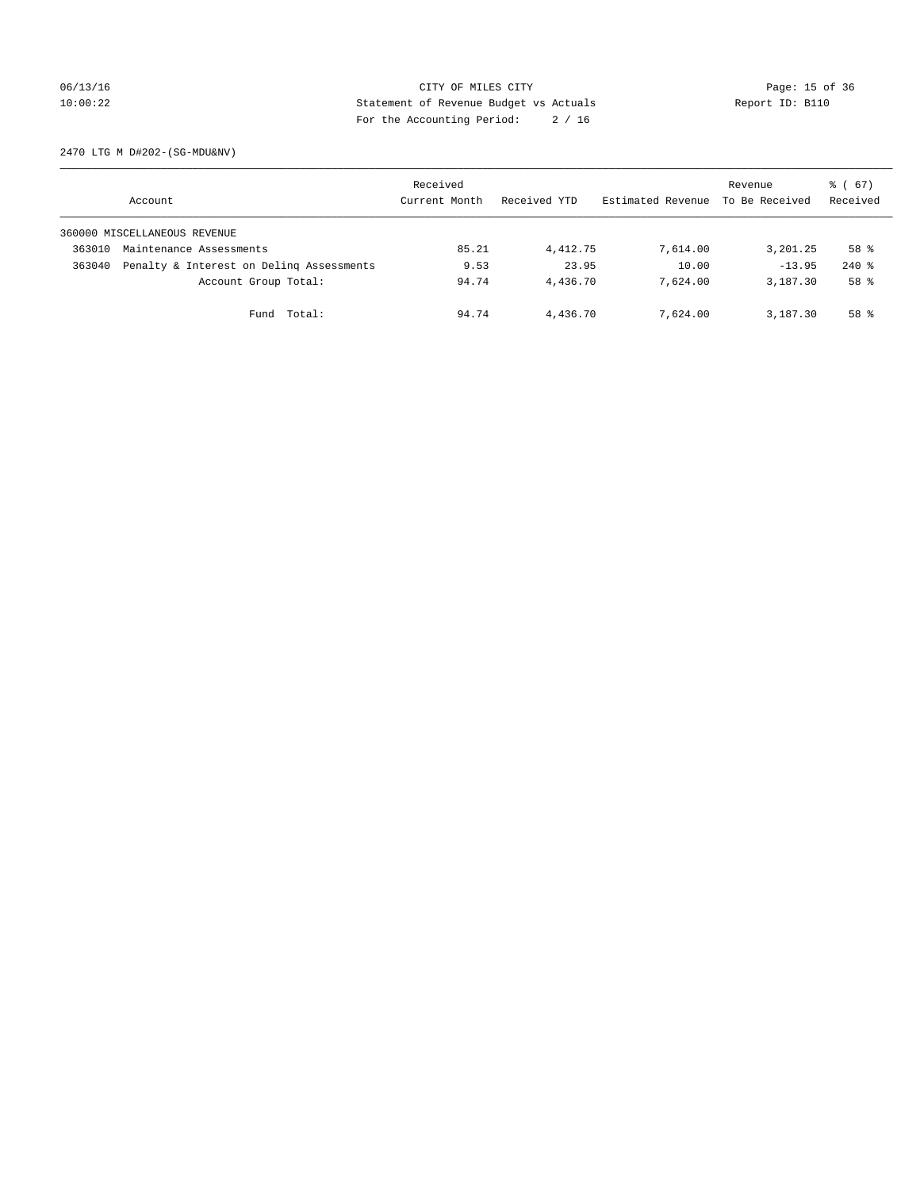CITY OF MILES CITY
Statement of Revenue Budget vs Actuals
For the Accounting Period: 2 / 16

06/13/16
10:00:22

Report ID: B110

2470 LTG M D#202-(SG-MDU&NV)

| Account | Received Current Month | Received YTD | Estimated Revenue | Revenue To Be Received | % ( 67) Received |
|---|---|---|---|---|---|
| 360000 MISCELLANEOUS REVENUE | | | | | |
| 363010 Maintenance Assessments | 85.21 | 4,412.75 | 7,614.00 | 3,201.25 | 58 % |
| 363040 Penalty & Interest on Delinq Assessments | 9.53 | 23.95 | 10.00 | -13.95 | 240 % |
| Account Group Total: | 94.74 | 4,436.70 | 7,624.00 | 3,187.30 | 58 % |
| Fund Total: | 94.74 | 4,436.70 | 7,624.00 | 3,187.30 | 58 % |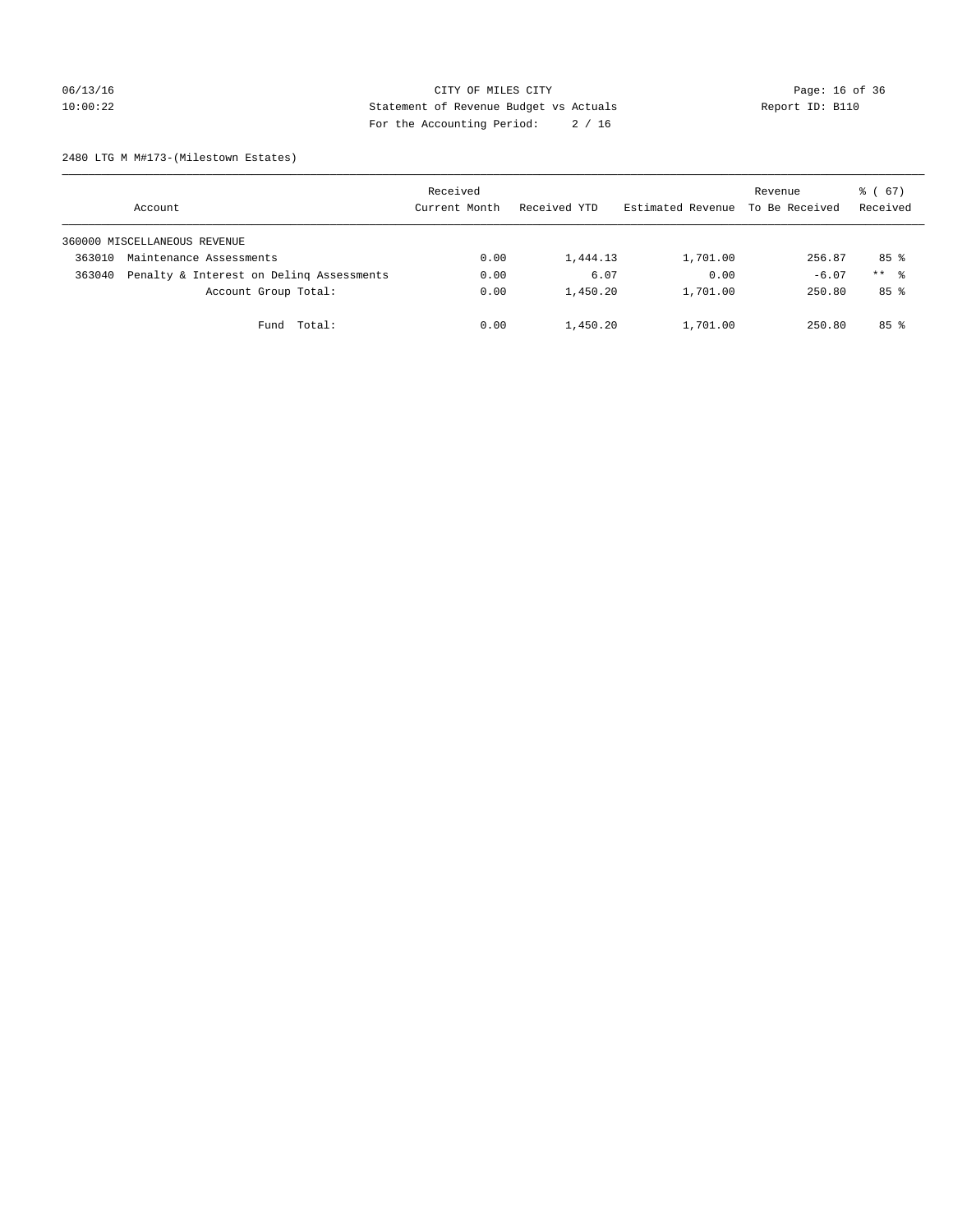CITY OF MILES CITY

Statement of Revenue Budget vs Actuals

For the Accounting Period: 2 / 16

06/13/16 10:00:22

Report ID: B110

2480 LTG M M#173-(Milestown Estates)

| Account | | Received Current Month | Received YTD | Estimated Revenue | Revenue To Be Received | % ( 67) Received |
|---|---|---|---|---|---|---|
| 360000 MISCELLANEOUS REVENUE | | | | | | |
| 363010 | Maintenance Assessments | 0.00 | 1,444.13 | 1,701.00 | 256.87 | 85 % |
| 363040 | Penalty & Interest on Delinq Assessments | 0.00 | 6.07 | 0.00 | -6.07 | ** % |
| | Account Group Total: | 0.00 | 1,450.20 | 1,701.00 | 250.80 | 85 % |
| | Fund Total: | 0.00 | 1,450.20 | 1,701.00 | 250.80 | 85 % |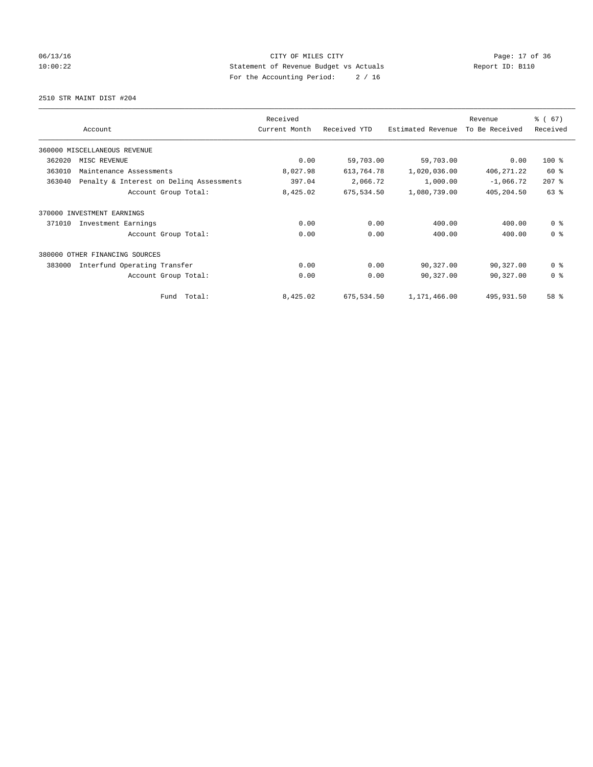CITY OF MILES CITY
Statement of Revenue Budget vs Actuals
For the Accounting Period: 2 / 16

06/13/16
10:00:22

Report ID: B110

2510 STR MAINT DIST #204

| Account | | Received Current Month | Received YTD | Estimated Revenue | Revenue To Be Received | % ( 67) Received |
|---|---|---|---|---|---|---|
| 360000 MISCELLANEOUS REVENUE | | | | | | |
| 362020 | MISC REVENUE | 0.00 | 59,703.00 | 59,703.00 | 0.00 | 100 % |
| 363010 | Maintenance Assessments | 8,027.98 | 613,764.78 | 1,020,036.00 | 406,271.22 | 60 % |
| 363040 | Penalty & Interest on Delinq Assessments | 397.04 | 2,066.72 | 1,000.00 | -1,066.72 | 207 % |
| | Account Group Total: | 8,425.02 | 675,534.50 | 1,080,739.00 | 405,204.50 | 63 % |
| 370000 INVESTMENT EARNINGS | | | | | | |
| 371010 | Investment Earnings | 0.00 | 0.00 | 400.00 | 400.00 | 0 % |
| | Account Group Total: | 0.00 | 0.00 | 400.00 | 400.00 | 0 % |
| 380000 OTHER FINANCING SOURCES | | | | | | |
| 383000 | Interfund Operating Transfer | 0.00 | 0.00 | 90,327.00 | 90,327.00 | 0 % |
| | Account Group Total: | 0.00 | 0.00 | 90,327.00 | 90,327.00 | 0 % |
| | Fund Total: | 8,425.02 | 675,534.50 | 1,171,466.00 | 495,931.50 | 58 % |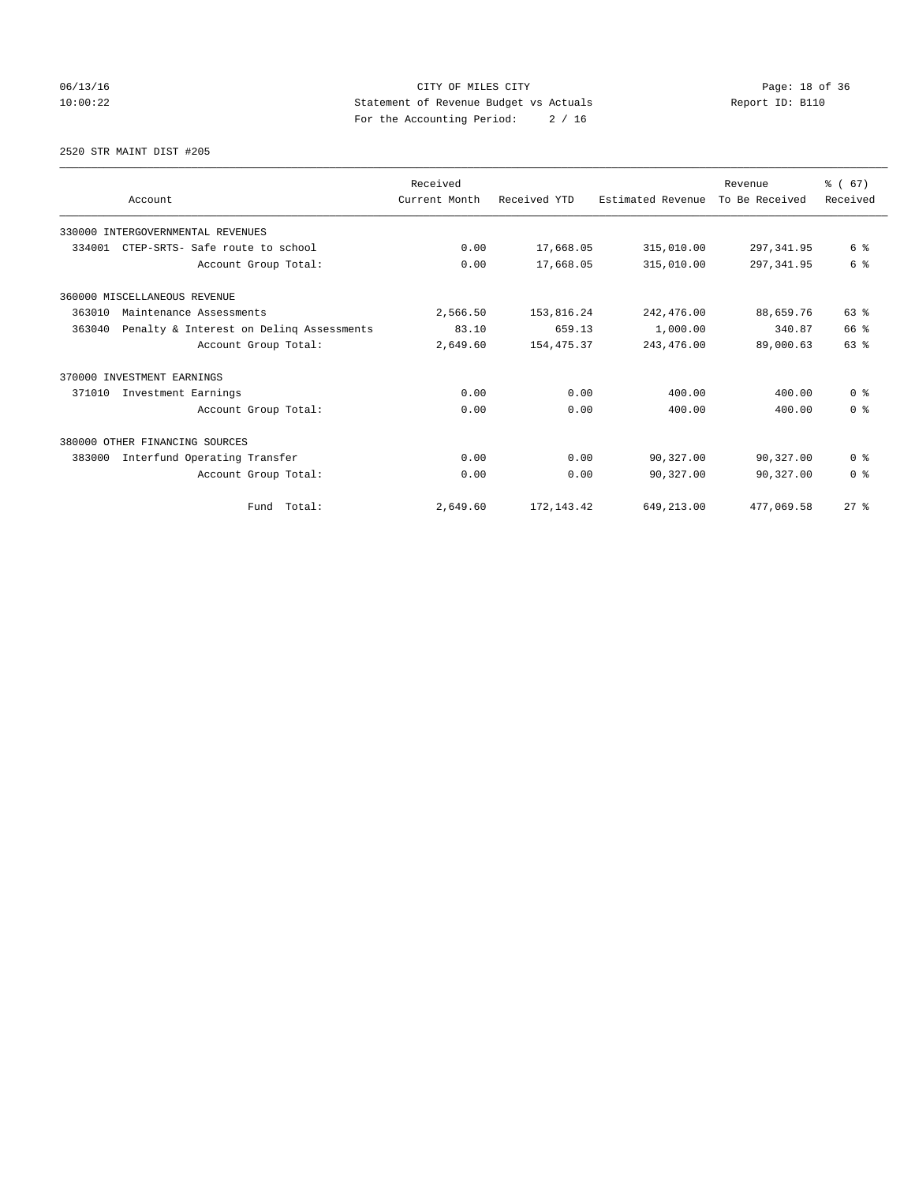CITY OF MILES CITY
Statement of Revenue Budget vs Actuals
For the Accounting Period: 2 / 16

06/13/16
10:00:22

Report ID: B110

2520 STR MAINT DIST #205

| Account | Received Current Month | Received YTD | Estimated Revenue | Revenue To Be Received | % ( 67) Received |
|---|---|---|---|---|---|
| 330000 INTERGOVERNMENTAL REVENUES | | | | | |
| 334001 CTEP-SRTS- Safe route to school | 0.00 | 17,668.05 | 315,010.00 | 297,341.95 | 6 % |
| Account Group Total: | 0.00 | 17,668.05 | 315,010.00 | 297,341.95 | 6 % |
| 360000 MISCELLANEOUS REVENUE | | | | | |
| 363010 Maintenance Assessments | 2,566.50 | 153,816.24 | 242,476.00 | 88,659.76 | 63 % |
| 363040 Penalty & Interest on Delinq Assessments | 83.10 | 659.13 | 1,000.00 | 340.87 | 66 % |
| Account Group Total: | 2,649.60 | 154,475.37 | 243,476.00 | 89,000.63 | 63 % |
| 370000 INVESTMENT EARNINGS | | | | | |
| 371010 Investment Earnings | 0.00 | 0.00 | 400.00 | 400.00 | 0 % |
| Account Group Total: | 0.00 | 0.00 | 400.00 | 400.00 | 0 % |
| 380000 OTHER FINANCING SOURCES | | | | | |
| 383000 Interfund Operating Transfer | 0.00 | 0.00 | 90,327.00 | 90,327.00 | 0 % |
| Account Group Total: | 0.00 | 0.00 | 90,327.00 | 90,327.00 | 0 % |
| Fund Total: | 2,649.60 | 172,143.42 | 649,213.00 | 477,069.58 | 27 % |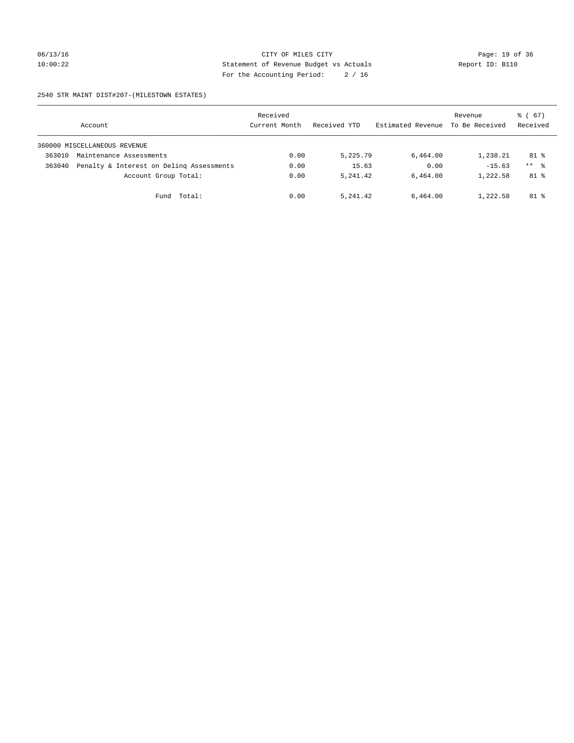CITY OF MILES CITY
Statement of Revenue Budget vs Actuals
For the Accounting Period: 2 / 16

06/13/16
10:00:22

Report ID: B110

2540 STR MAINT DIST#207-(MILESTOWN ESTATES)

| Account | Received Current Month | Received YTD | Estimated Revenue | Revenue To Be Received | % ( 67) Received |
|---|---|---|---|---|---|
| 360000 MISCELLANEOUS REVENUE | | | | | |
| 363010 Maintenance Assessments | 0.00 | 5,225.79 | 6,464.00 | 1,238.21 | 81 % |
| 363040 Penalty & Interest on Delinq Assessments | 0.00 | 15.63 | 0.00 | -15.63 | ** % |
| Account Group Total: | 0.00 | 5,241.42 | 6,464.00 | 1,222.58 | 81 % |
| Fund Total: | 0.00 | 5,241.42 | 6,464.00 | 1,222.58 | 81 % |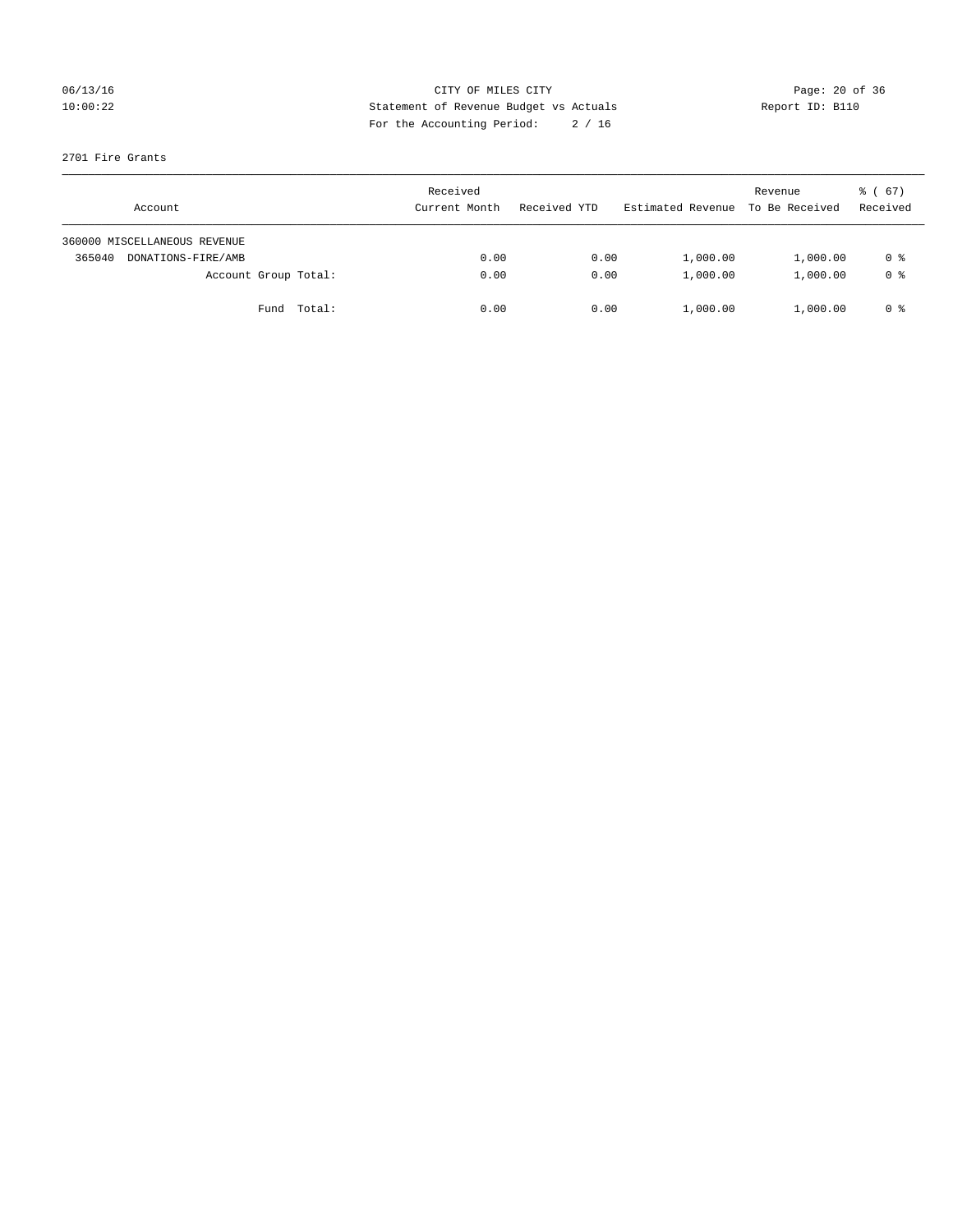CITY OF MILES CITY
Statement of Revenue Budget vs Actuals
For the Accounting Period: 2 / 16

06/13/16
10:00:22

Report ID: B110

2701 Fire Grants

| Account | Received Current Month | Received YTD | Estimated Revenue | Revenue To Be Received | % ( 67) Received |
|---|---|---|---|---|---|
| 360000 MISCELLANEOUS REVENUE | | | | | |
| 365040 DONATIONS-FIRE/AMB | 0.00 | 0.00 | 1,000.00 | 1,000.00 | 0 % |
| Account Group Total: | 0.00 | 0.00 | 1,000.00 | 1,000.00 | 0 % |
| Fund Total: | 0.00 | 0.00 | 1,000.00 | 1,000.00 | 0 % |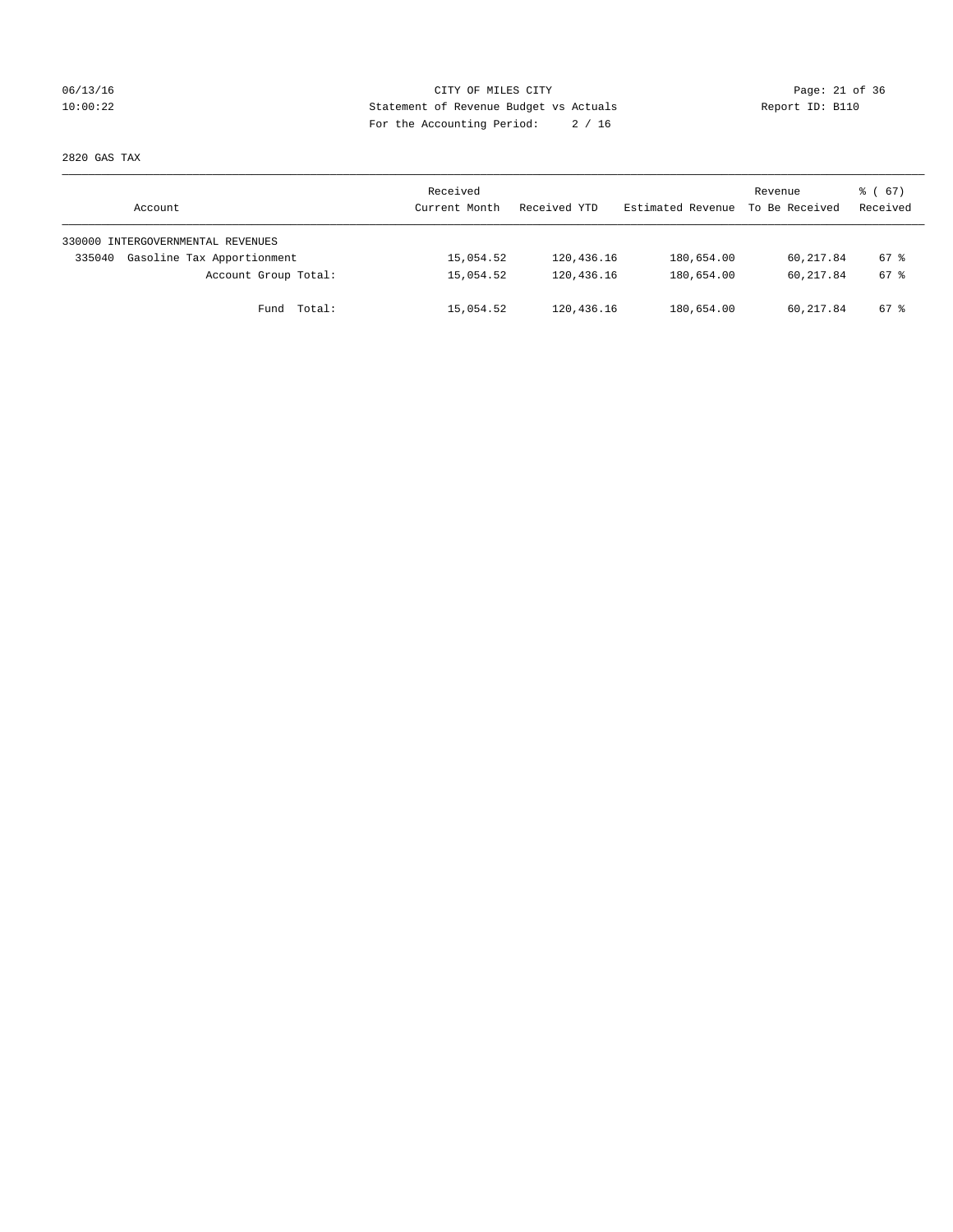CITY OF MILES CITY
Statement of Revenue Budget vs Actuals
For the Accounting Period: 2 / 16

06/13/16
10:00:22

Report ID: B110

2820 GAS TAX

| Account | Received Current Month | Received YTD | Estimated Revenue | Revenue To Be Received | % ( 67) Received |
|---|---|---|---|---|---|
| 330000 INTERGOVERNMENTAL REVENUES | | | | | |
| 335040 Gasoline Tax Apportionment | 15,054.52 | 120,436.16 | 180,654.00 | 60,217.84 | 67 % |
| Account Group Total: | 15,054.52 | 120,436.16 | 180,654.00 | 60,217.84 | 67 % |
| Fund Total: | 15,054.52 | 120,436.16 | 180,654.00 | 60,217.84 | 67 % |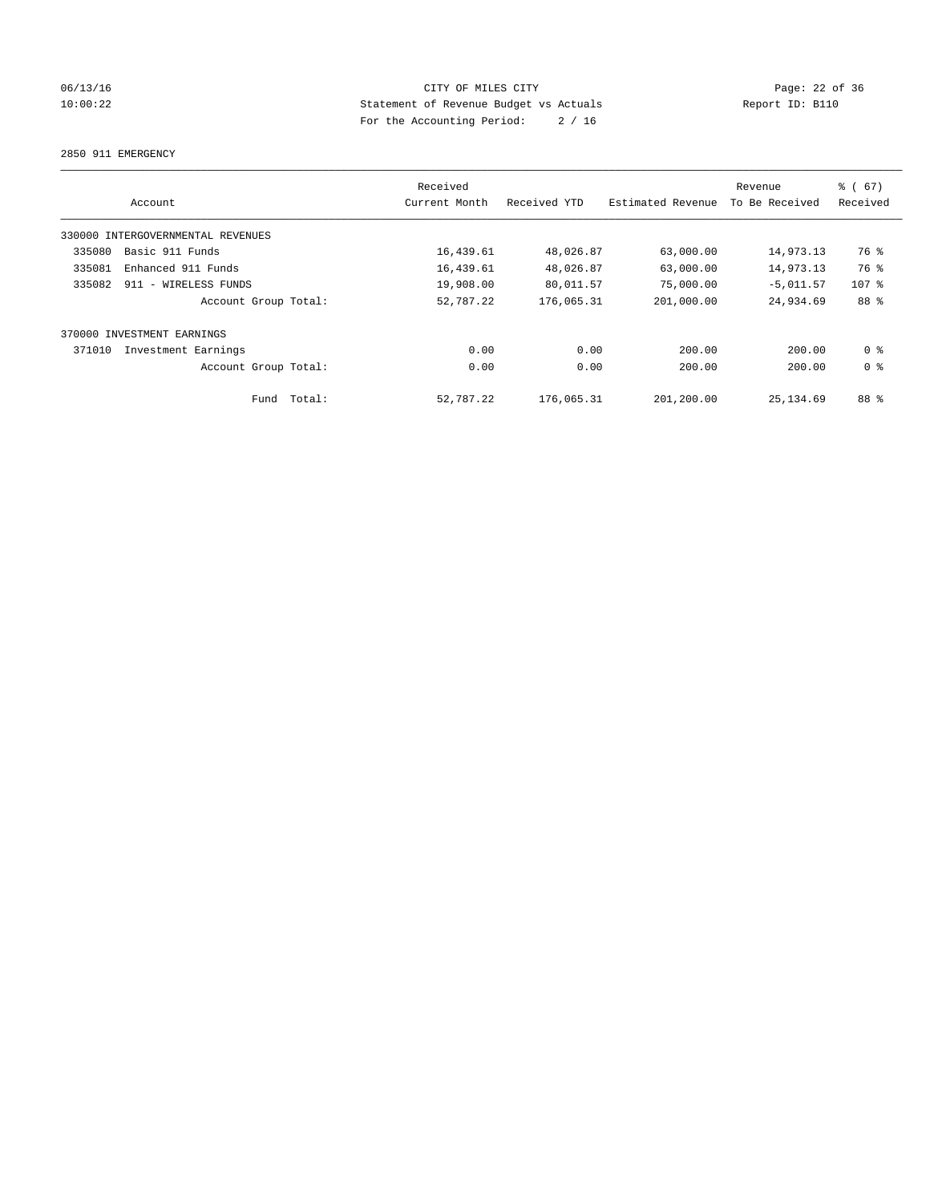CITY OF MILES CITY
Statement of Revenue Budget vs Actuals
For the Accounting Period: 2 / 16

06/13/16
10:00:22

Report ID: B110

2850 911 EMERGENCY

| Account | Received Current Month | Received YTD | Estimated Revenue | Revenue To Be Received | % ( 67) Received |
|---|---|---|---|---|---|
| 330000 INTERGOVERNMENTAL REVENUES | | | | | |
| 335080 Basic 911 Funds | 16,439.61 | 48,026.87 | 63,000.00 | 14,973.13 | 76 % |
| 335081 Enhanced 911 Funds | 16,439.61 | 48,026.87 | 63,000.00 | 14,973.13 | 76 % |
| 335082 911 - WIRELESS FUNDS | 19,908.00 | 80,011.57 | 75,000.00 | -5,011.57 | 107 % |
| Account Group Total: | 52,787.22 | 176,065.31 | 201,000.00 | 24,934.69 | 88 % |
| 370000 INVESTMENT EARNINGS | | | | | |
| 371010 Investment Earnings | 0.00 | 0.00 | 200.00 | 200.00 | 0 % |
| Account Group Total: | 0.00 | 0.00 | 200.00 | 200.00 | 0 % |
| Fund Total: | 52,787.22 | 176,065.31 | 201,200.00 | 25,134.69 | 88 % |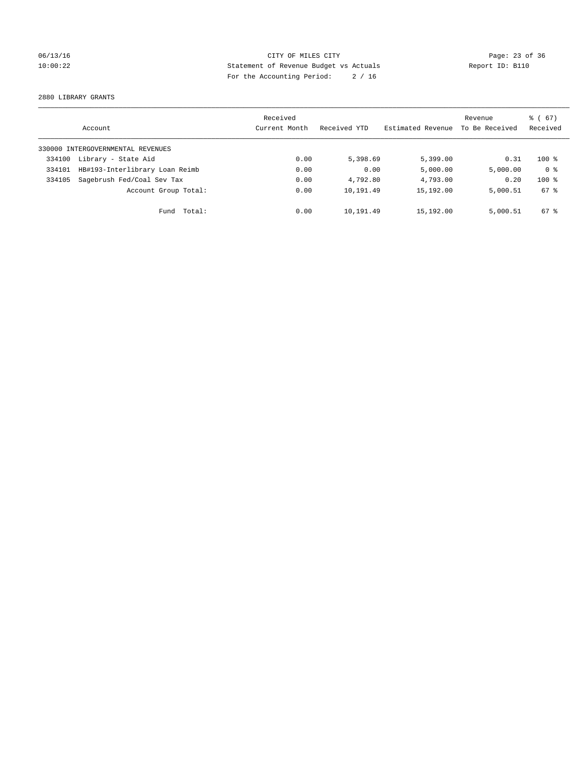CITY OF MILES CITY
Statement of Revenue Budget vs Actuals
For the Accounting Period: 2 / 16

06/13/16
10:00:22

Report ID: B110

2880 LIBRARY GRANTS

| Account | | Received Current Month | Received YTD | Estimated Revenue | Revenue To Be Received | % ( 67) Received |
|---|---|---|---|---|---|---|
| 330000 INTERGOVERNMENTAL REVENUES | | | | | | |
| 334100 | Library - State Aid | 0.00 | 5,398.69 | 5,399.00 | 0.31 | 100 % |
| 334101 | HB#193-Interlibrary Loan Reimb | 0.00 | 0.00 | 5,000.00 | 5,000.00 | 0 % |
| 334105 | Sagebrush Fed/Coal Sev Tax | 0.00 | 4,792.80 | 4,793.00 | 0.20 | 100 % |
| | Account Group Total: | 0.00 | 10,191.49 | 15,192.00 | 5,000.51 | 67 % |
| | Fund Total: | 0.00 | 10,191.49 | 15,192.00 | 5,000.51 | 67 % |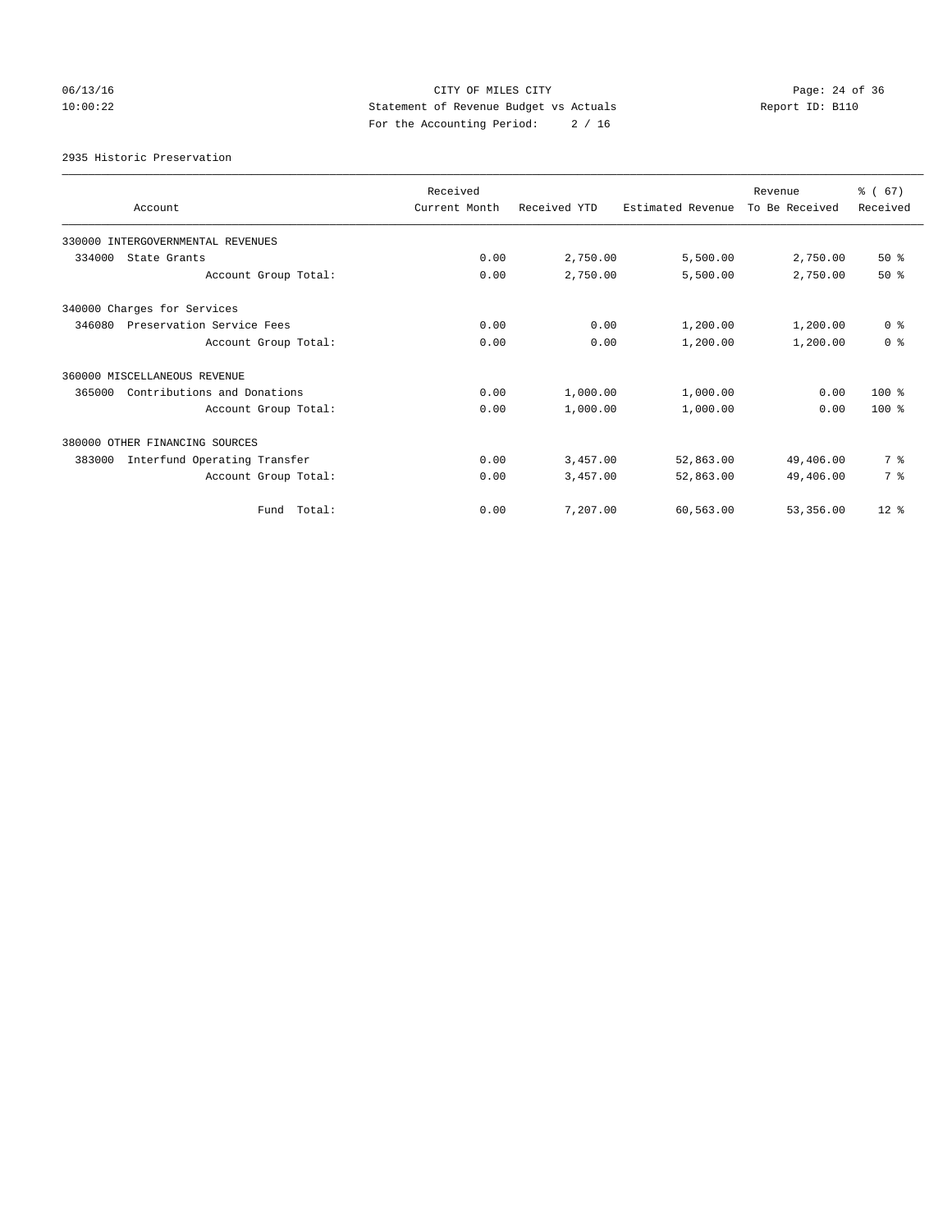CITY OF MILES CITY
Statement of Revenue Budget vs Actuals
For the Accounting Period: 2 / 16

06/13/16
10:00:22

Report ID: B110

2935 Historic Preservation

| Account | Received Current Month | Received YTD | Estimated Revenue | Revenue To Be Received | % ( 67) Received |
|---|---|---|---|---|---|
| 330000 INTERGOVERNMENTAL REVENUES | | | | | |
| 334000 State Grants | 0.00 | 2,750.00 | 5,500.00 | 2,750.00 | 50 % |
| Account Group Total: | 0.00 | 2,750.00 | 5,500.00 | 2,750.00 | 50 % |
| 340000 Charges for Services | | | | | |
| 346080 Preservation Service Fees | 0.00 | 0.00 | 1,200.00 | 1,200.00 | 0 % |
| Account Group Total: | 0.00 | 0.00 | 1,200.00 | 1,200.00 | 0 % |
| 360000 MISCELLANEOUS REVENUE | | | | | |
| 365000 Contributions and Donations | 0.00 | 1,000.00 | 1,000.00 | 0.00 | 100 % |
| Account Group Total: | 0.00 | 1,000.00 | 1,000.00 | 0.00 | 100 % |
| 380000 OTHER FINANCING SOURCES | | | | | |
| 383000 Interfund Operating Transfer | 0.00 | 3,457.00 | 52,863.00 | 49,406.00 | 7 % |
| Account Group Total: | 0.00 | 3,457.00 | 52,863.00 | 49,406.00 | 7 % |
| Fund Total: | 0.00 | 7,207.00 | 60,563.00 | 53,356.00 | 12 % |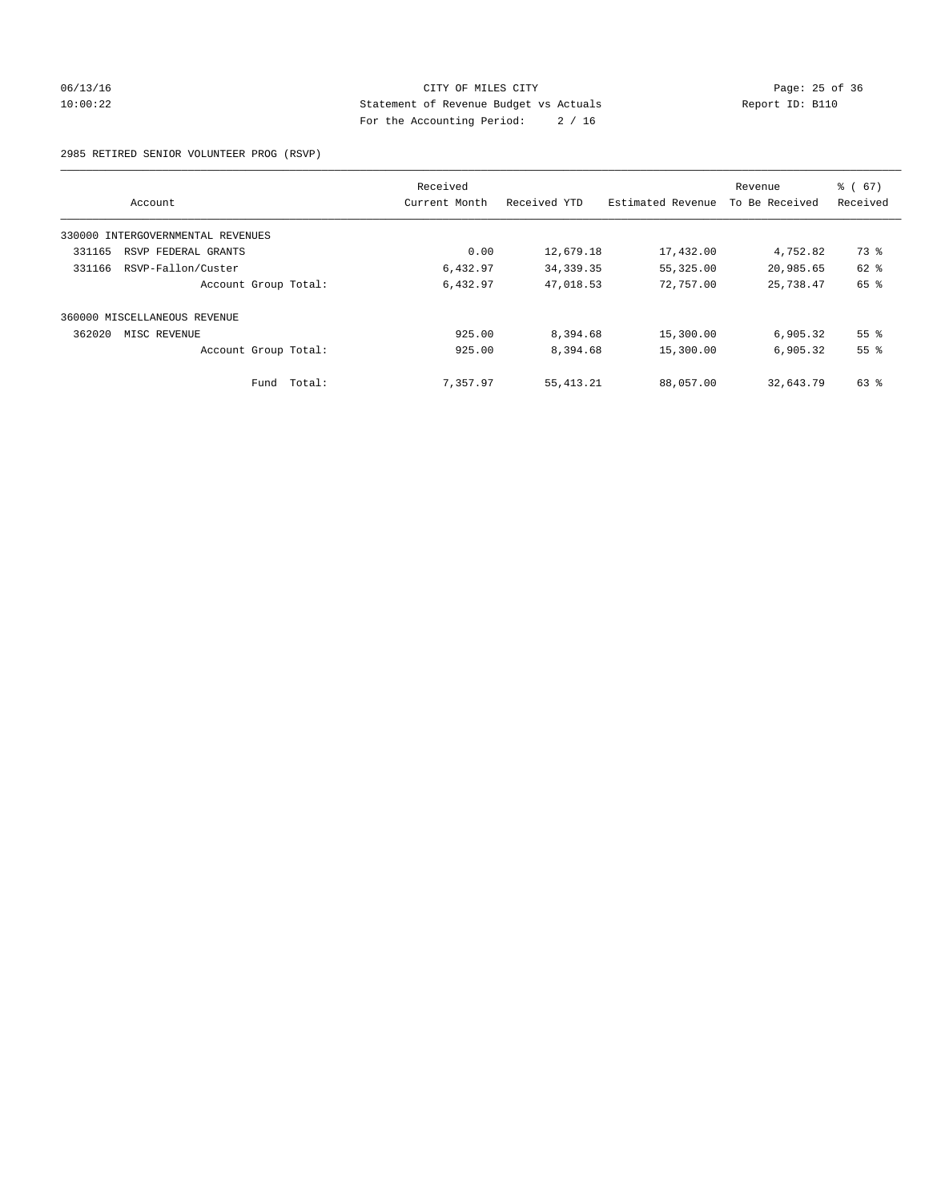CITY OF MILES CITY
Statement of Revenue Budget vs Actuals
For the Accounting Period: 2 / 16

06/13/16
10:00:22

Report ID: B110

2985 RETIRED SENIOR VOLUNTEER PROG (RSVP)

| Account | Received Current Month | Received YTD | Estimated Revenue | Revenue To Be Received | % ( 67) Received |
|---|---|---|---|---|---|
| 330000 INTERGOVERNMENTAL REVENUES | | | | | |
| 331165 RSVP FEDERAL GRANTS | 0.00 | 12,679.18 | 17,432.00 | 4,752.82 | 73 % |
| 331166 RSVP-Fallon/Custer | 6,432.97 | 34,339.35 | 55,325.00 | 20,985.65 | 62 % |
| Account Group Total: | 6,432.97 | 47,018.53 | 72,757.00 | 25,738.47 | 65 % |
| 360000 MISCELLANEOUS REVENUE | | | | | |
| 362020 MISC REVENUE | 925.00 | 8,394.68 | 15,300.00 | 6,905.32 | 55 % |
| Account Group Total: | 925.00 | 8,394.68 | 15,300.00 | 6,905.32 | 55 % |
| Fund Total: | 7,357.97 | 55,413.21 | 88,057.00 | 32,643.79 | 63 % |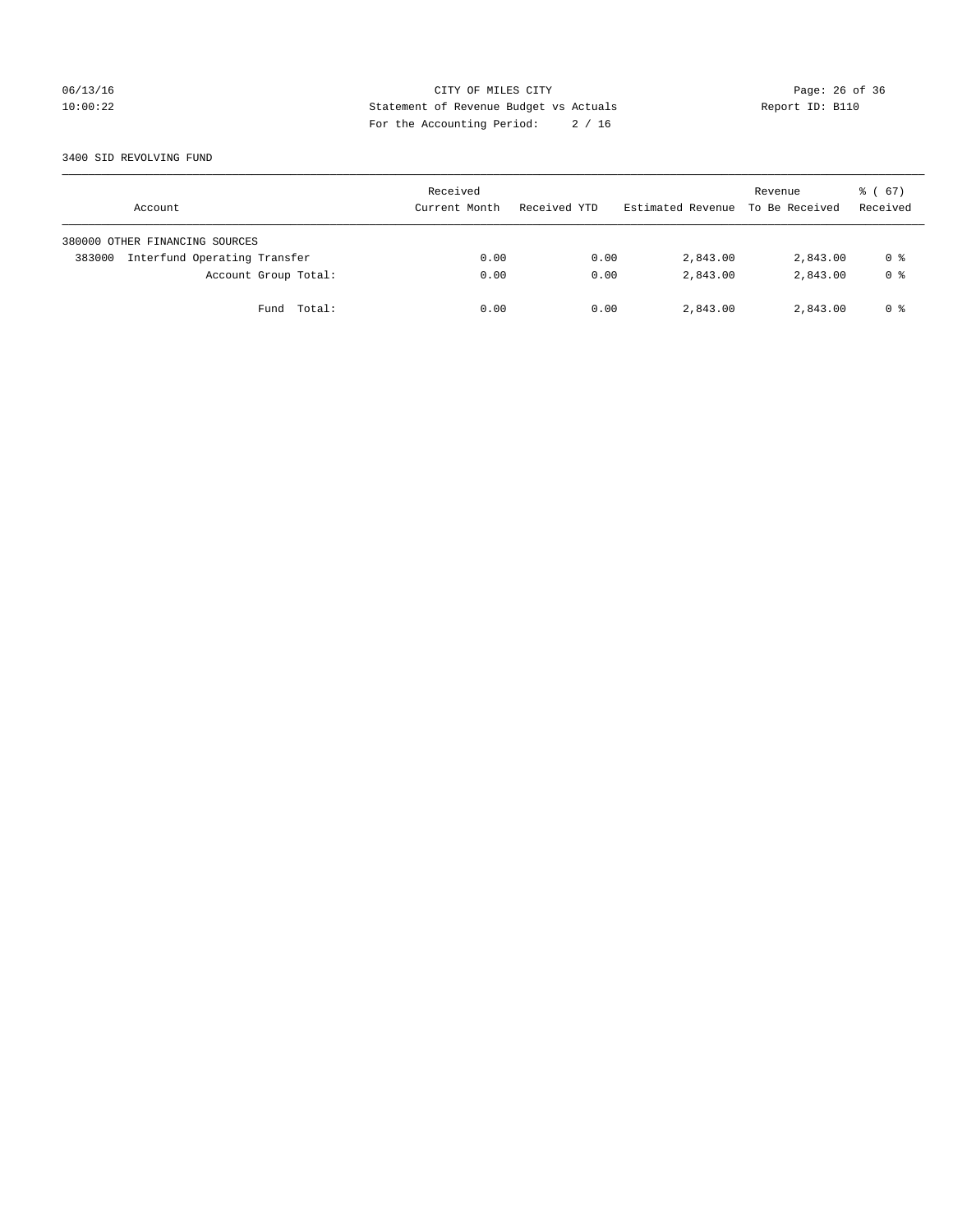CITY OF MILES CITY
Statement of Revenue Budget vs Actuals
For the Accounting Period: 2 / 16

06/13/16
10:00:22

Report ID: B110

3400 SID REVOLVING FUND

| Account | Received Current Month | Received YTD | Estimated Revenue | Revenue To Be Received | % ( 67) Received |
|---|---|---|---|---|---|
| 380000 OTHER FINANCING SOURCES | | | | | |
| 383000 Interfund Operating Transfer | 0.00 | 0.00 | 2,843.00 | 2,843.00 | 0 % |
| Account Group Total: | 0.00 | 0.00 | 2,843.00 | 2,843.00 | 0 % |
| Fund Total: | 0.00 | 0.00 | 2,843.00 | 2,843.00 | 0 % |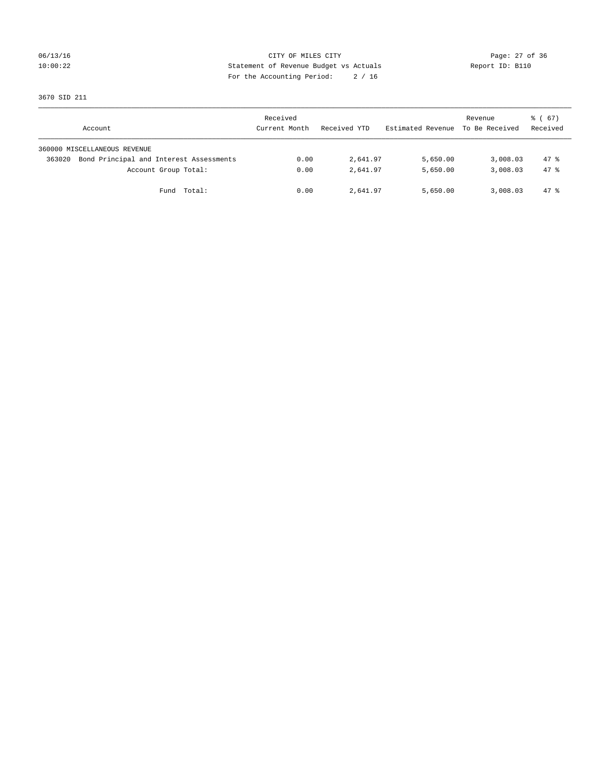CITY OF MILES CITY
Statement of Revenue Budget vs Actuals
For the Accounting Period: 2 / 16

06/13/16
10:00:22

Report ID: B110

3670 SID 211

| Account | Received Current Month | Received YTD | Estimated Revenue | Revenue To Be Received | % ( 67) Received |
|---|---|---|---|---|---|
| 360000 MISCELLANEOUS REVENUE | | | | | |
| 363020 Bond Principal and Interest Assessments | 0.00 | 2,641.97 | 5,650.00 | 3,008.03 | 47 % |
| Account Group Total: | 0.00 | 2,641.97 | 5,650.00 | 3,008.03 | 47 % |
| Fund Total: | 0.00 | 2,641.97 | 5,650.00 | 3,008.03 | 47 % |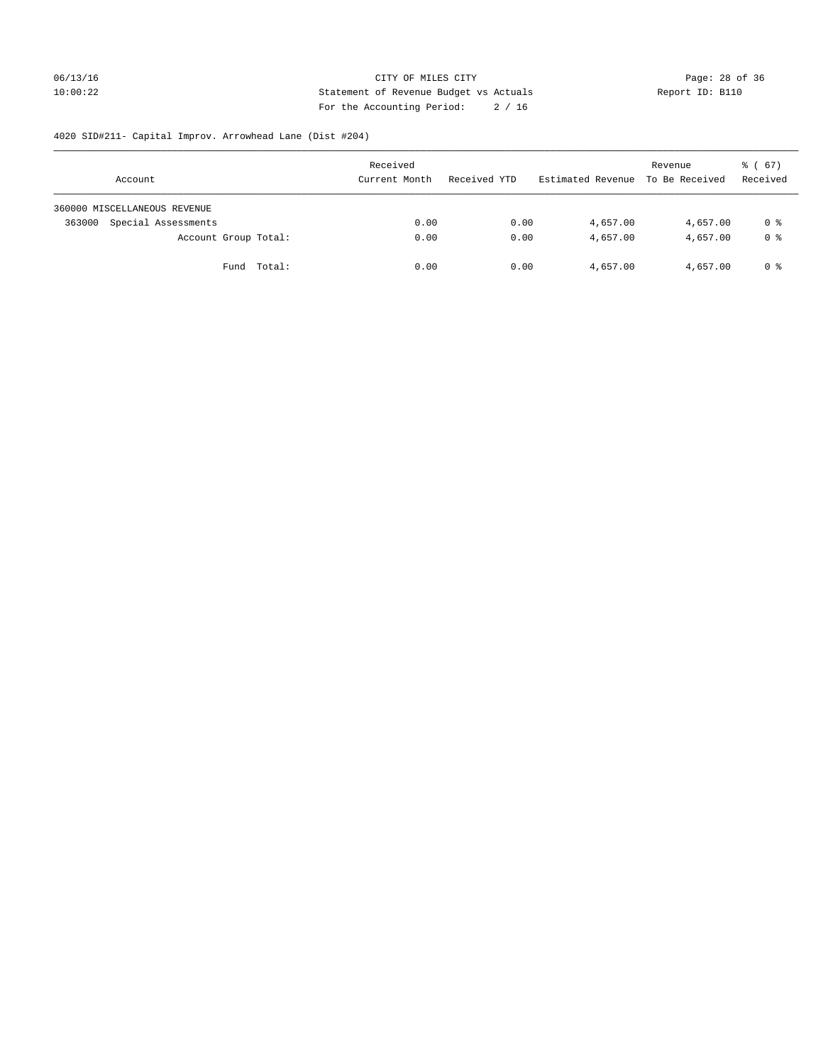CITY OF MILES CITY
Statement of Revenue Budget vs Actuals
For the Accounting Period: 2 / 16

4020 SID#211- Capital Improv. Arrowhead Lane (Dist #204)

| Account | Received Current Month | Received YTD | Estimated Revenue | Revenue To Be Received | % ( 67) Received |
|---|---|---|---|---|---|
| 360000 MISCELLANEOUS REVENUE | | | | | |
| 363000 Special Assessments | 0.00 | 0.00 | 4,657.00 | 4,657.00 | 0 % |
| Account Group Total: | 0.00 | 0.00 | 4,657.00 | 4,657.00 | 0 % |
| Fund Total: | 0.00 | 0.00 | 4,657.00 | 4,657.00 | 0 % |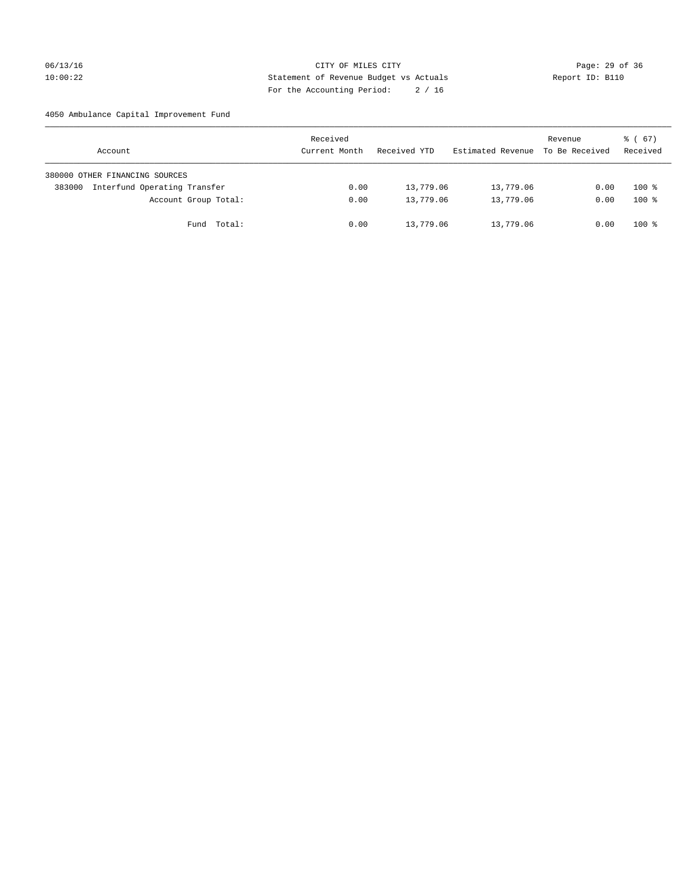CITY OF MILES CITY

Statement of Revenue Budget vs Actuals

For the Accounting Period: 2 / 16

06/13/16 10:00:22 Report ID: B110

4050 Ambulance Capital Improvement Fund

| Account | Received Current Month | Received YTD | Estimated Revenue | Revenue To Be Received | % ( 67) Received |
|---|---|---|---|---|---|
| 380000 OTHER FINANCING SOURCES | | | | | |
| 383000 Interfund Operating Transfer | 0.00 | 13,779.06 | 13,779.06 | 0.00 | 100 % |
| Account Group Total: | 0.00 | 13,779.06 | 13,779.06 | 0.00 | 100 % |
| Fund Total: | 0.00 | 13,779.06 | 13,779.06 | 0.00 | 100 % |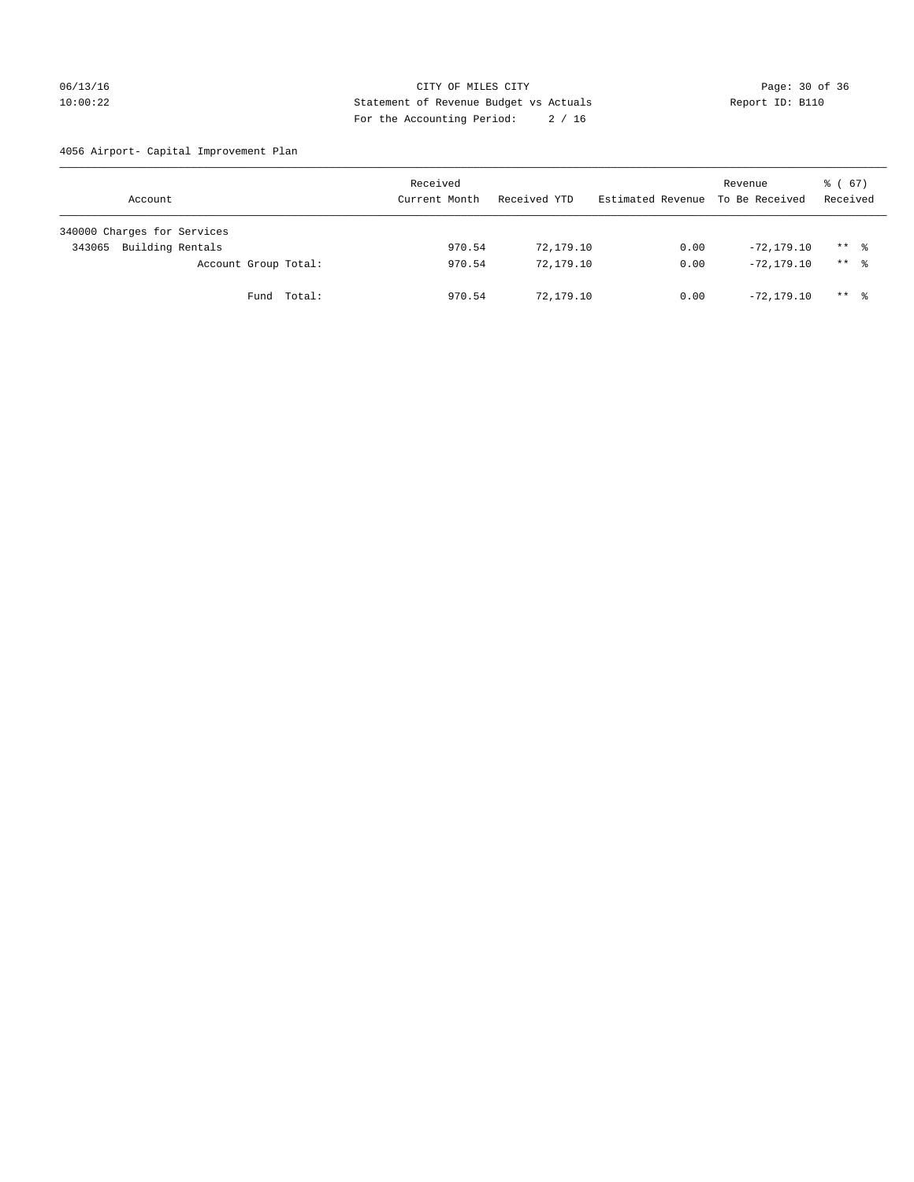CITY OF MILES CITY

Statement of Revenue Budget vs Actuals

For the Accounting Period: 2 / 16

06/13/16 10:00:22 Report ID: B110

4056 Airport- Capital Improvement Plan

| Account | Received Current Month | Received YTD | Estimated Revenue | Revenue To Be Received | % ( 67) Received |
|---|---|---|---|---|---|
| 340000 Charges for Services | | | | | |
| 343065 Building Rentals | 970.54 | 72,179.10 | 0.00 | -72,179.10 | ** % |
| Account Group Total: | 970.54 | 72,179.10 | 0.00 | -72,179.10 | ** % |
| Fund Total: | 970.54 | 72,179.10 | 0.00 | -72,179.10 | ** % |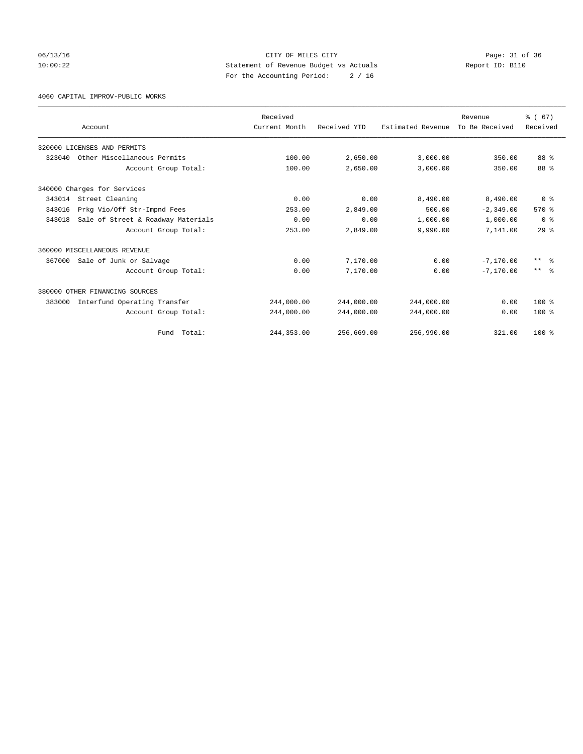CITY OF MILES CITY
Statement of Revenue Budget vs Actuals
For the Accounting Period: 2 / 16

06/13/16
10:00:22

Report ID: B110

4060 CAPITAL IMPROV-PUBLIC WORKS

| Account | Received Current Month | Received YTD | Estimated Revenue | Revenue To Be Received | % ( 67) Received |
|---|---|---|---|---|---|
| 320000 LICENSES AND PERMITS | | | | | |
| 323040 Other Miscellaneous Permits | 100.00 | 2,650.00 | 3,000.00 | 350.00 | 88 % |
| Account Group Total: | 100.00 | 2,650.00 | 3,000.00 | 350.00 | 88 % |
| 340000 Charges for Services | | | | | |
| 343014 Street Cleaning | 0.00 | 0.00 | 8,490.00 | 8,490.00 | 0 % |
| 343016 Prkg Vio/Off Str-Impnd Fees | 253.00 | 2,849.00 | 500.00 | -2,349.00 | 570 % |
| 343018 Sale of Street & Roadway Materials | 0.00 | 0.00 | 1,000.00 | 1,000.00 | 0 % |
| Account Group Total: | 253.00 | 2,849.00 | 9,990.00 | 7,141.00 | 29 % |
| 360000 MISCELLANEOUS REVENUE | | | | | |
| 367000 Sale of Junk or Salvage | 0.00 | 7,170.00 | 0.00 | -7,170.00 | ** % |
| Account Group Total: | 0.00 | 7,170.00 | 0.00 | -7,170.00 | ** % |
| 380000 OTHER FINANCING SOURCES | | | | | |
| 383000 Interfund Operating Transfer | 244,000.00 | 244,000.00 | 244,000.00 | 0.00 | 100 % |
| Account Group Total: | 244,000.00 | 244,000.00 | 244,000.00 | 0.00 | 100 % |
| Fund Total: | 244,353.00 | 256,669.00 | 256,990.00 | 321.00 | 100 % |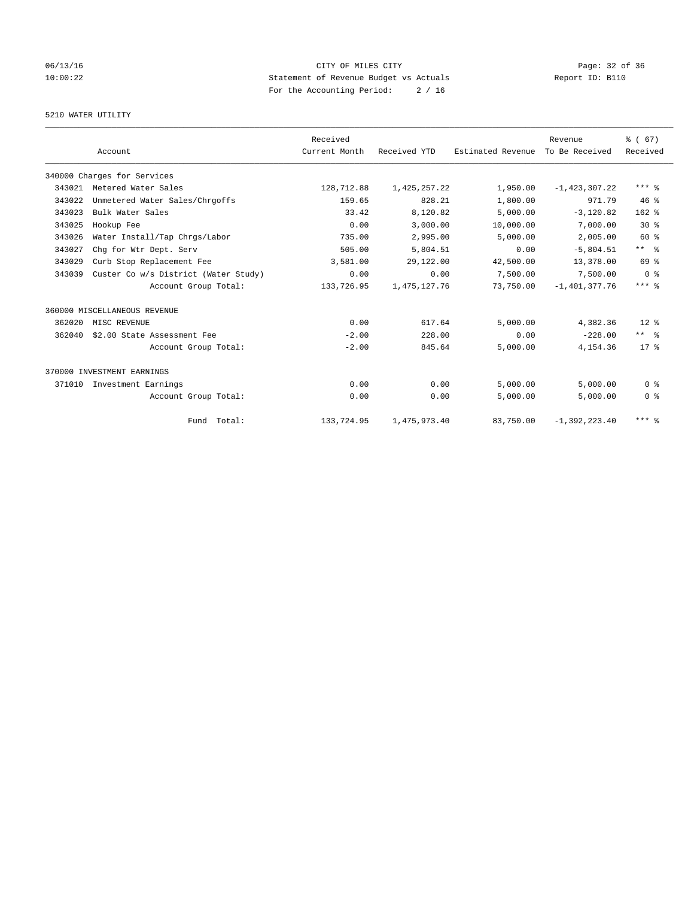CITY OF MILES CITY
Statement of Revenue Budget vs Actuals
For the Accounting Period: 2 / 16

06/13/16
10:00:22

Report ID: B110

## 5210 WATER UTILITY

| Account | | Received Current Month | Received YTD | Estimated Revenue | Revenue To Be Received | % ( 67) Received |
|---|---|---|---|---|---|---|
| 340000 Charges for Services | | | | | | |
| 343021 | Metered Water Sales | 128,712.88 | 1,425,257.22 | 1,950.00 | -1,423,307.22 | *** % |
| 343022 | Unmetered Water Sales/Chrgoffs | 159.65 | 828.21 | 1,800.00 | 971.79 | 46 % |
| 343023 | Bulk Water Sales | 33.42 | 8,120.82 | 5,000.00 | -3,120.82 | 162 % |
| 343025 | Hookup Fee | 0.00 | 3,000.00 | 10,000.00 | 7,000.00 | 30 % |
| 343026 | Water Install/Tap Chrgs/Labor | 735.00 | 2,995.00 | 5,000.00 | 2,005.00 | 60 % |
| 343027 | Chg for Wtr Dept. Serv | 505.00 | 5,804.51 | 0.00 | -5,804.51 | ** % |
| 343029 | Curb Stop Replacement Fee | 3,581.00 | 29,122.00 | 42,500.00 | 13,378.00 | 69 % |
| 343039 | Custer Co w/s District (Water Study) | 0.00 | 0.00 | 7,500.00 | 7,500.00 | 0 % |
| | Account Group Total: | 133,726.95 | 1,475,127.76 | 73,750.00 | -1,401,377.76 | *** % |
| 360000 MISCELLANEOUS REVENUE | | | | | | |
| 362020 | MISC REVENUE | 0.00 | 617.64 | 5,000.00 | 4,382.36 | 12 % |
| 362040 | $2.00 State Assessment Fee | -2.00 | 228.00 | 0.00 | -228.00 | ** % |
| | Account Group Total: | -2.00 | 845.64 | 5,000.00 | 4,154.36 | 17 % |
| 370000 INVESTMENT EARNINGS | | | | | | |
| 371010 | Investment Earnings | 0.00 | 0.00 | 5,000.00 | 5,000.00 | 0 % |
| | Account Group Total: | 0.00 | 0.00 | 5,000.00 | 5,000.00 | 0 % |
| | Fund Total: | 133,724.95 | 1,475,973.40 | 83,750.00 | -1,392,223.40 | *** % |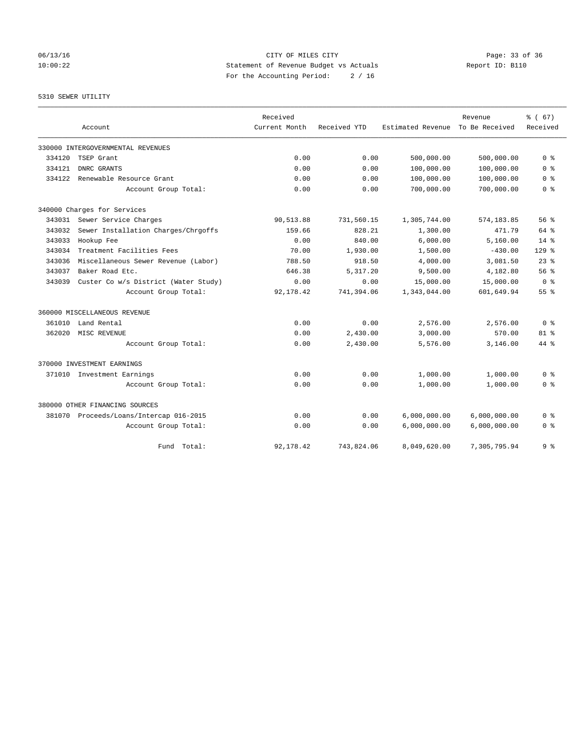CITY OF MILES CITY
Statement of Revenue Budget vs Actuals
For the Accounting Period: 2 / 16

Report ID: B110

06/13/16
10:00:22

5310 SEWER UTILITY

| Account | Received Current Month | Received YTD | Estimated Revenue | Revenue To Be Received | % ( 67) Received |
|---|---|---|---|---|---|
| 330000 INTERGOVERNMENTAL REVENUES | | | | | |
| 334120 TSEP Grant | 0.00 | 0.00 | 500,000.00 | 500,000.00 | 0 % |
| 334121 DNRC GRANTS | 0.00 | 0.00 | 100,000.00 | 100,000.00 | 0 % |
| 334122 Renewable Resource Grant | 0.00 | 0.00 | 100,000.00 | 100,000.00 | 0 % |
| Account Group Total: | 0.00 | 0.00 | 700,000.00 | 700,000.00 | 0 % |
| 340000 Charges for Services | | | | | |
| 343031 Sewer Service Charges | 90,513.88 | 731,560.15 | 1,305,744.00 | 574,183.85 | 56 % |
| 343032 Sewer Installation Charges/Chrgoffs | 159.66 | 828.21 | 1,300.00 | 471.79 | 64 % |
| 343033 Hookup Fee | 0.00 | 840.00 | 6,000.00 | 5,160.00 | 14 % |
| 343034 Treatment Facilities Fees | 70.00 | 1,930.00 | 1,500.00 | -430.00 | 129 % |
| 343036 Miscellaneous Sewer Revenue (Labor) | 788.50 | 918.50 | 4,000.00 | 3,081.50 | 23 % |
| 343037 Baker Road Etc. | 646.38 | 5,317.20 | 9,500.00 | 4,182.80 | 56 % |
| 343039 Custer Co w/s District (Water Study) | 0.00 | 0.00 | 15,000.00 | 15,000.00 | 0 % |
| Account Group Total: | 92,178.42 | 741,394.06 | 1,343,044.00 | 601,649.94 | 55 % |
| 360000 MISCELLANEOUS REVENUE | | | | | |
| 361010 Land Rental | 0.00 | 0.00 | 2,576.00 | 2,576.00 | 0 % |
| 362020 MISC REVENUE | 0.00 | 2,430.00 | 3,000.00 | 570.00 | 81 % |
| Account Group Total: | 0.00 | 2,430.00 | 5,576.00 | 3,146.00 | 44 % |
| 370000 INVESTMENT EARNINGS | | | | | |
| 371010 Investment Earnings | 0.00 | 0.00 | 1,000.00 | 1,000.00 | 0 % |
| Account Group Total: | 0.00 | 0.00 | 1,000.00 | 1,000.00 | 0 % |
| 380000 OTHER FINANCING SOURCES | | | | | |
| 381070 Proceeds/Loans/Intercap 016-2015 | 0.00 | 0.00 | 6,000,000.00 | 6,000,000.00 | 0 % |
| Account Group Total: | 0.00 | 0.00 | 6,000,000.00 | 6,000,000.00 | 0 % |
| Fund Total: | 92,178.42 | 743,824.06 | 8,049,620.00 | 7,305,795.94 | 9 % |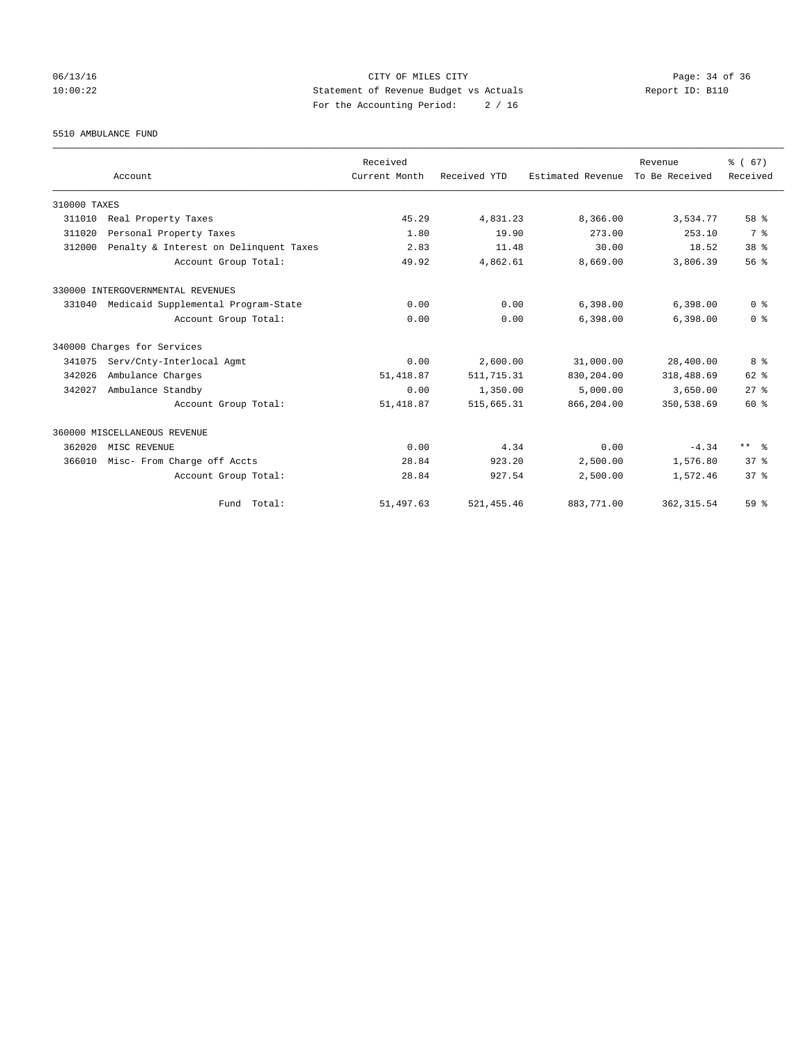CITY OF MILES CITY
Statement of Revenue Budget vs Actuals
For the Accounting Period: 2 / 16

06/13/16
10:00:22

Report ID: B110

5510 AMBULANCE FUND

| Account | | Received Current Month | Received YTD | Estimated Revenue | Revenue To Be Received | % ( 67) Received |
|---|---|---|---|---|---|---|
| 310000 TAXES | | | | | | |
| 311010 | Real Property Taxes | 45.29 | 4,831.23 | 8,366.00 | 3,534.77 | 58 % |
| 311020 | Personal Property Taxes | 1.80 | 19.90 | 273.00 | 253.10 | 7 % |
| 312000 | Penalty & Interest on Delinquent Taxes | 2.83 | 11.48 | 30.00 | 18.52 | 38 % |
| | Account Group Total: | 49.92 | 4,862.61 | 8,669.00 | 3,806.39 | 56 % |
| 330000 INTERGOVERNMENTAL REVENUES | | | | | | |
| 331040 | Medicaid Supplemental Program-State | 0.00 | 0.00 | 6,398.00 | 6,398.00 | 0 % |
| | Account Group Total: | 0.00 | 0.00 | 6,398.00 | 6,398.00 | 0 % |
| 340000 Charges for Services | | | | | | |
| 341075 | Serv/Cnty-Interlocal Agmt | 0.00 | 2,600.00 | 31,000.00 | 28,400.00 | 8 % |
| 342026 | Ambulance Charges | 51,418.87 | 511,715.31 | 830,204.00 | 318,488.69 | 62 % |
| 342027 | Ambulance Standby | 0.00 | 1,350.00 | 5,000.00 | 3,650.00 | 27 % |
| | Account Group Total: | 51,418.87 | 515,665.31 | 866,204.00 | 350,538.69 | 60 % |
| 360000 MISCELLANEOUS REVENUE | | | | | | |
| 362020 | MISC REVENUE | 0.00 | 4.34 | 0.00 | -4.34 | ** % |
| 366010 | Misc- From Charge off Accts | 28.84 | 923.20 | 2,500.00 | 1,576.80 | 37 % |
| | Account Group Total: | 28.84 | 927.54 | 2,500.00 | 1,572.46 | 37 % |
| | Fund Total: | 51,497.63 | 521,455.46 | 883,771.00 | 362,315.54 | 59 % |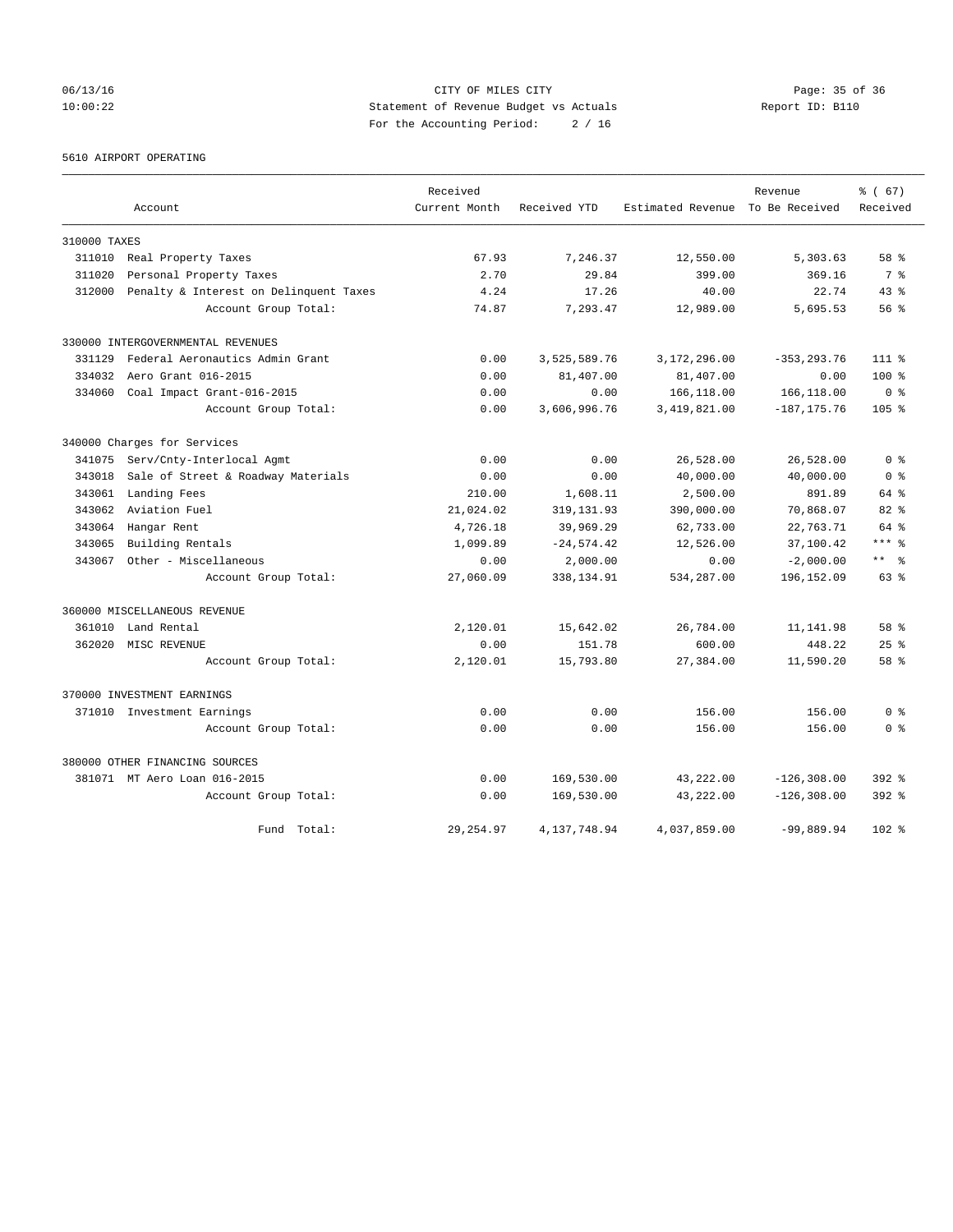CITY OF MILES CITY
Statement of Revenue Budget vs Actuals
For the Accounting Period: 2 / 16

06/13/16 10:00:22 Report ID: B110

5610 AIRPORT OPERATING

| Account | | Received Current Month | Received YTD | Estimated Revenue | Revenue To Be Received | % ( 67) Received |
|---|---|---|---|---|---|---|
| **310000 TAXES** | | | | | | |
| 311010 | Real Property Taxes | 67.93 | 7,246.37 | 12,550.00 | 5,303.63 | 58 % |
| 311020 | Personal Property Taxes | 2.70 | 29.84 | 399.00 | 369.16 | 7 % |
| 312000 | Penalty & Interest on Delinquent Taxes | 4.24 | 17.26 | 40.00 | 22.74 | 43 % |
| | Account Group Total: | 74.87 | 7,293.47 | 12,989.00 | 5,695.53 | 56 % |
| **330000 INTERGOVERNMENTAL REVENUES** | | | | | | |
| 331129 | Federal Aeronautics Admin Grant | 0.00 | 3,525,589.76 | 3,172,296.00 | -353,293.76 | 111 % |
| 334032 | Aero Grant 016-2015 | 0.00 | 81,407.00 | 81,407.00 | 0.00 | 100 % |
| 334060 | Coal Impact Grant-016-2015 | 0.00 | 0.00 | 166,118.00 | 166,118.00 | 0 % |
| | Account Group Total: | 0.00 | 3,606,996.76 | 3,419,821.00 | -187,175.76 | 105 % |
| **340000 Charges for Services** | | | | | | |
| 341075 | Serv/Cnty-Interlocal Agmt | 0.00 | 0.00 | 26,528.00 | 26,528.00 | 0 % |
| 343018 | Sale of Street & Roadway Materials | 0.00 | 0.00 | 40,000.00 | 40,000.00 | 0 % |
| 343061 | Landing Fees | 210.00 | 1,608.11 | 2,500.00 | 891.89 | 64 % |
| 343062 | Aviation Fuel | 21,024.02 | 319,131.93 | 390,000.00 | 70,868.07 | 82 % |
| 343064 | Hangar Rent | 4,726.18 | 39,969.29 | 62,733.00 | 22,763.71 | 64 % |
| 343065 | Building Rentals | 1,099.89 | -24,574.42 | 12,526.00 | 37,100.42 | *** % |
| 343067 | Other - Miscellaneous | 0.00 | 2,000.00 | 0.00 | -2,000.00 | ** % |
| | Account Group Total: | 27,060.09 | 338,134.91 | 534,287.00 | 196,152.09 | 63 % |
| **360000 MISCELLANEOUS REVENUE** | | | | | | |
| 361010 | Land Rental | 2,120.01 | 15,642.02 | 26,784.00 | 11,141.98 | 58 % |
| 362020 | MISC REVENUE | 0.00 | 151.78 | 600.00 | 448.22 | 25 % |
| | Account Group Total: | 2,120.01 | 15,793.80 | 27,384.00 | 11,590.20 | 58 % |
| **370000 INVESTMENT EARNINGS** | | | | | | |
| 371010 | Investment Earnings | 0.00 | 0.00 | 156.00 | 156.00 | 0 % |
| | Account Group Total: | 0.00 | 0.00 | 156.00 | 156.00 | 0 % |
| **380000 OTHER FINANCING SOURCES** | | | | | | |
| 381071 | MT Aero Loan 016-2015 | 0.00 | 169,530.00 | 43,222.00 | -126,308.00 | 392 % |
| | Account Group Total: | 0.00 | 169,530.00 | 43,222.00 | -126,308.00 | 392 % |
| | Fund Total: | 29,254.97 | 4,137,748.94 | 4,037,859.00 | -99,889.94 | 102 % |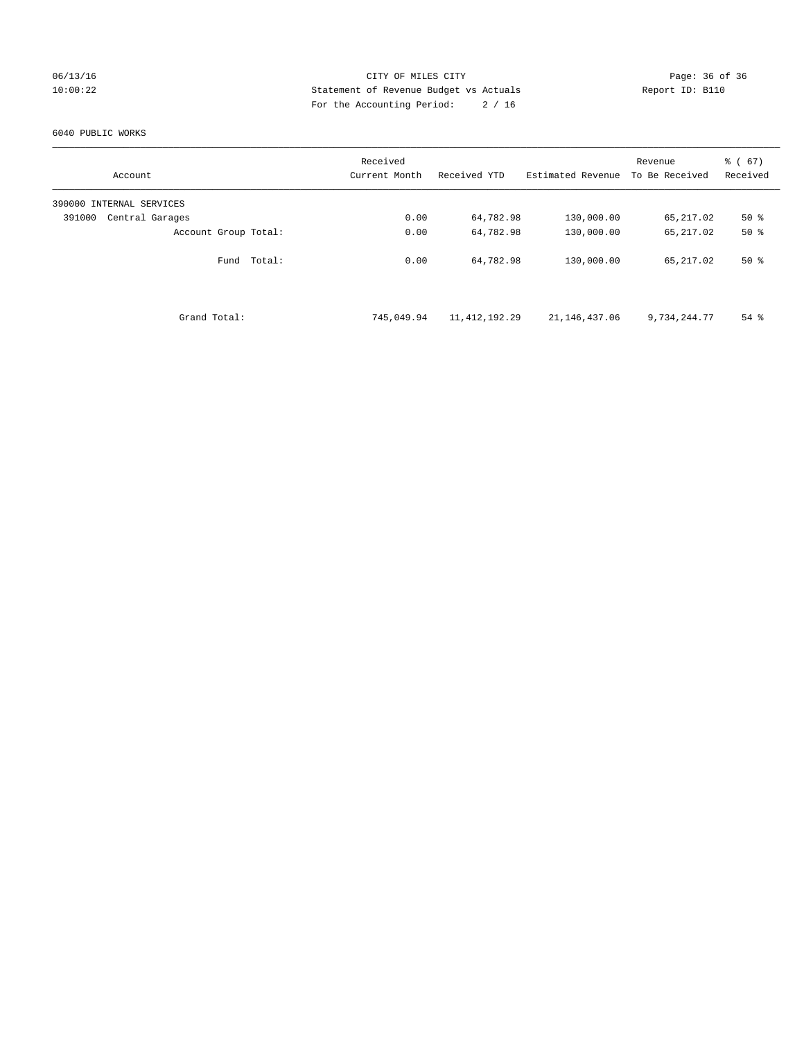CITY OF MILES CITY
Statement of Revenue Budget vs Actuals
For the Accounting Period: 2 / 16

06/13/16
10:00:22

Report ID: B110

6040 PUBLIC WORKS

| Account | Received Current Month | Received YTD | Estimated Revenue | Revenue To Be Received | % ( 67) Received |
|---|---|---|---|---|---|
| 390000 INTERNAL SERVICES | | | | | |
| 391000 Central Garages | 0.00 | 64,782.98 | 130,000.00 | 65,217.02 | 50 % |
| Account Group Total: | 0.00 | 64,782.98 | 130,000.00 | 65,217.02 | 50 % |
| Fund Total: | 0.00 | 64,782.98 | 130,000.00 | 65,217.02 | 50 % |
| Grand Total: | 745,049.94 | 11,412,192.29 | 21,146,437.06 | 9,734,244.77 | 54 % |